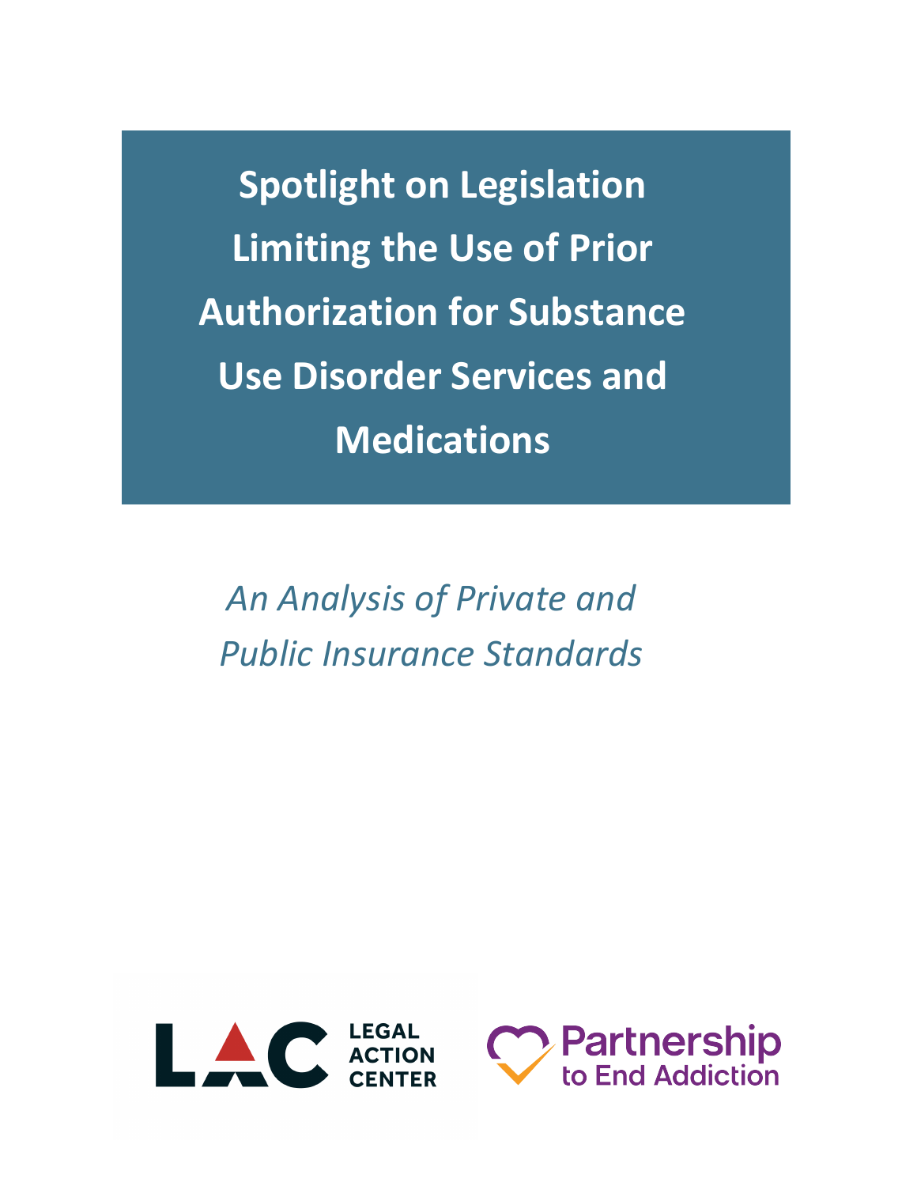# Spotlight on Legislation Limiting the Use of Prior Authorization for Substance Use Disorder Services and Medications

*An Analysis of Private and Public Insurance Standards*

LAC LEGAL ACTION CENTER

Partnership to End Addiction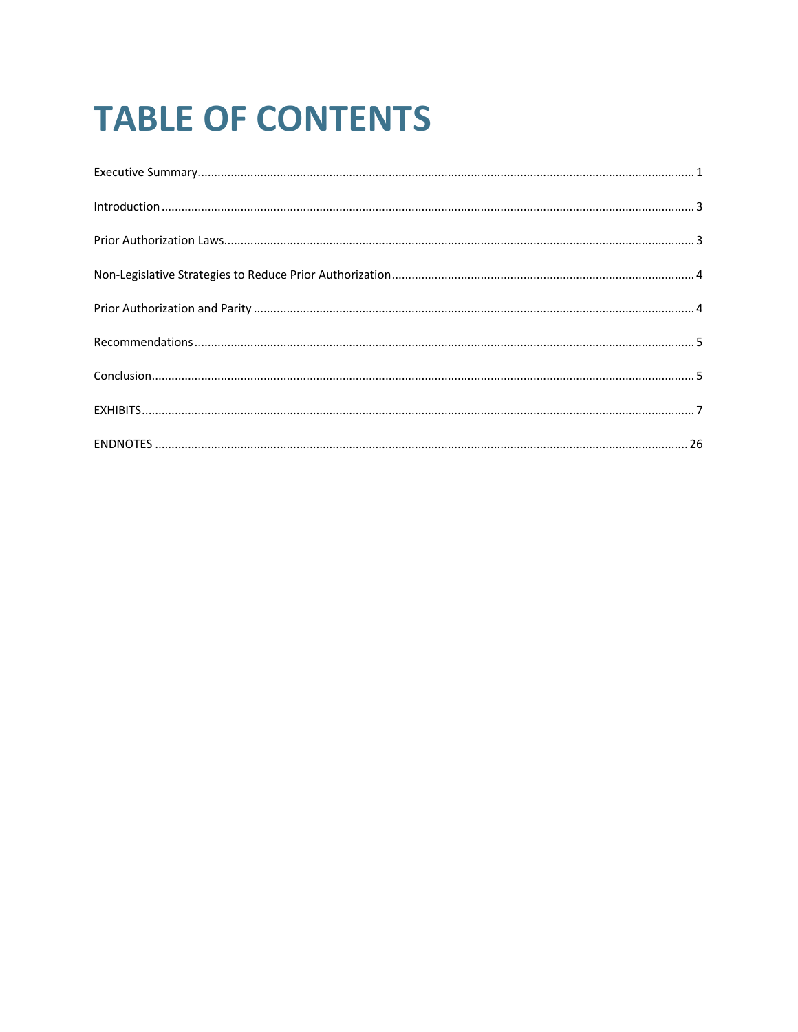# TABLE OF CONTENTS

Executive Summary ........................................................................................................ 1

Introduction ................................................................................................................... 3

Prior Authorization Laws................................................................................................ 3

Non-Legislative Strategies to Reduce Prior Authorization ............................................. 4

Prior Authorization and Parity ........................................................................................ 4

Recommendations .......................................................................................................... 5

Conclusion ...................................................................................................................... 5

EXHIBITS ......................................................................................................................... 7

ENDNOTES ..................................................................................................................... 26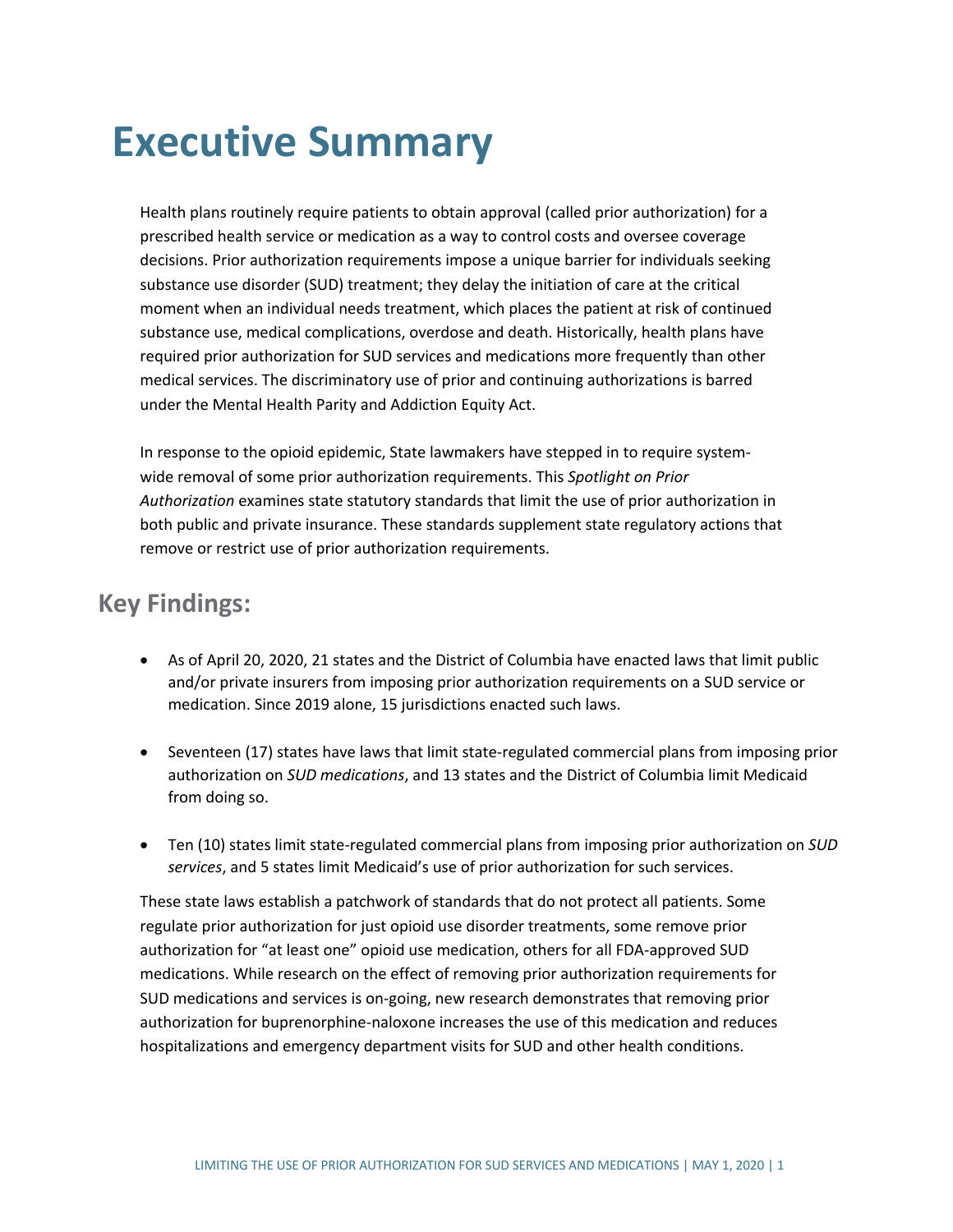# Executive Summary

Health plans routinely require patients to obtain approval (called prior authorization) for a prescribed health service or medication as a way to control costs and oversee coverage decisions. Prior authorization requirements impose a unique barrier for individuals seeking substance use disorder (SUD) treatment; they delay the initiation of care at the critical moment when an individual needs treatment, which places the patient at risk of continued substance use, medical complications, overdose and death. Historically, health plans have required prior authorization for SUD services and medications more frequently than other medical services. The discriminatory use of prior and continuing authorizations is barred under the Mental Health Parity and Addiction Equity Act.

In response to the opioid epidemic, State lawmakers have stepped in to require system-wide removal of some prior authorization requirements. This *Spotlight on Prior Authorization* examines state statutory standards that limit the use of prior authorization in both public and private insurance. These standards supplement state regulatory actions that remove or restrict use of prior authorization requirements.

## Key Findings:

- As of April 20, 2020, 21 states and the District of Columbia have enacted laws that limit public and/or private insurers from imposing prior authorization requirements on a SUD service or medication. Since 2019 alone, 15 jurisdictions enacted such laws.
- Seventeen (17) states have laws that limit state-regulated commercial plans from imposing prior authorization on *SUD medications*, and 13 states and the District of Columbia limit Medicaid from doing so.
- Ten (10) states limit state-regulated commercial plans from imposing prior authorization on *SUD services*, and 5 states limit Medicaid's use of prior authorization for such services.

These state laws establish a patchwork of standards that do not protect all patients. Some regulate prior authorization for just opioid use disorder treatments, some remove prior authorization for "at least one" opioid use medication, others for all FDA-approved SUD medications. While research on the effect of removing prior authorization requirements for SUD medications and services is on-going, new research demonstrates that removing prior authorization for buprenorphine-naloxone increases the use of this medication and reduces hospitalizations and emergency department visits for SUD and other health conditions.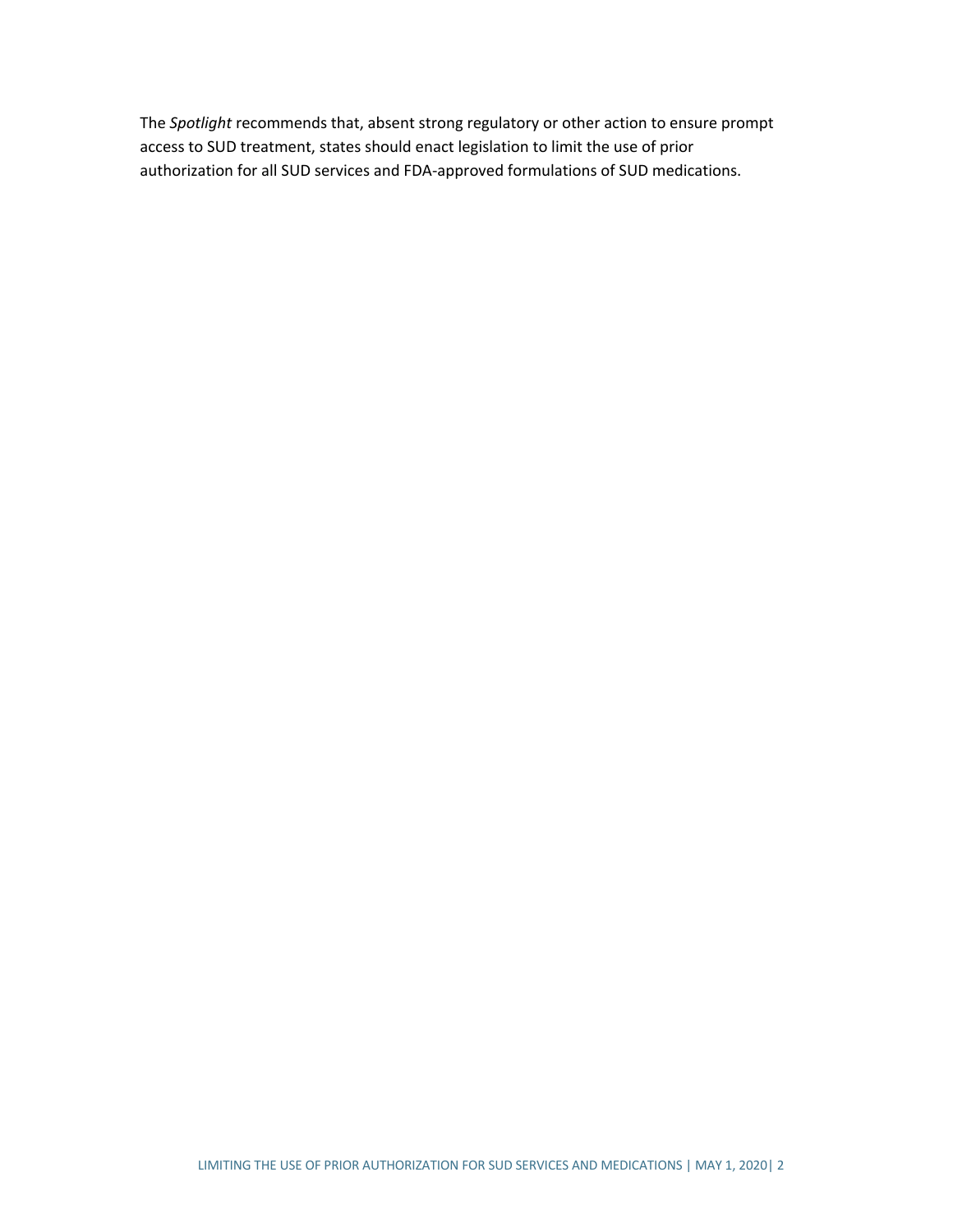The *Spotlight* recommends that, absent strong regulatory or other action to ensure prompt access to SUD treatment, states should enact legislation to limit the use of prior authorization for all SUD services and FDA-approved formulations of SUD medications.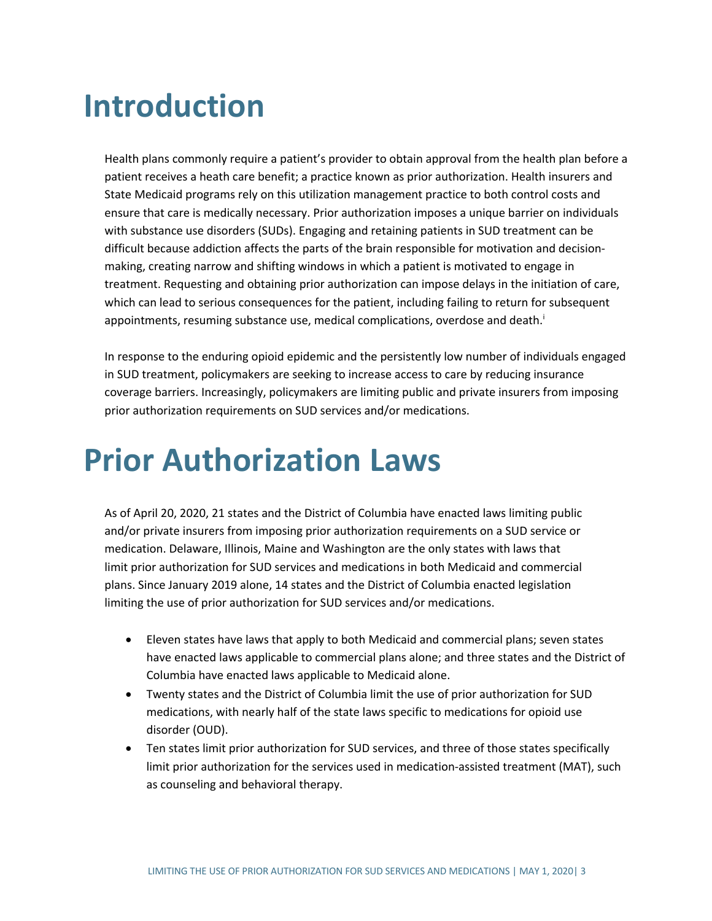# Introduction

Health plans commonly require a patient's provider to obtain approval from the health plan before a patient receives a heath care benefit; a practice known as prior authorization. Health insurers and State Medicaid programs rely on this utilization management practice to both control costs and ensure that care is medically necessary. Prior authorization imposes a unique barrier on individuals with substance use disorders (SUDs). Engaging and retaining patients in SUD treatment can be difficult because addiction affects the parts of the brain responsible for motivation and decision-making, creating narrow and shifting windows in which a patient is motivated to engage in treatment. Requesting and obtaining prior authorization can impose delays in the initiation of care, which can lead to serious consequences for the patient, including failing to return for subsequent appointments, resuming substance use, medical complications, overdose and death.[i]

In response to the enduring opioid epidemic and the persistently low number of individuals engaged in SUD treatment, policymakers are seeking to increase access to care by reducing insurance coverage barriers. Increasingly, policymakers are limiting public and private insurers from imposing prior authorization requirements on SUD services and/or medications.

# Prior Authorization Laws

As of April 20, 2020, 21 states and the District of Columbia have enacted laws limiting public and/or private insurers from imposing prior authorization requirements on a SUD service or medication. Delaware, Illinois, Maine and Washington are the only states with laws that limit prior authorization for SUD services and medications in both Medicaid and commercial plans. Since January 2019 alone, 14 states and the District of Columbia enacted legislation limiting the use of prior authorization for SUD services and/or medications.

- Eleven states have laws that apply to both Medicaid and commercial plans; seven states have enacted laws applicable to commercial plans alone; and three states and the District of Columbia have enacted laws applicable to Medicaid alone.
- Twenty states and the District of Columbia limit the use of prior authorization for SUD medications, with nearly half of the state laws specific to medications for opioid use disorder (OUD).
- Ten states limit prior authorization for SUD services, and three of those states specifically limit prior authorization for the services used in medication-assisted treatment (MAT), such as counseling and behavioral therapy.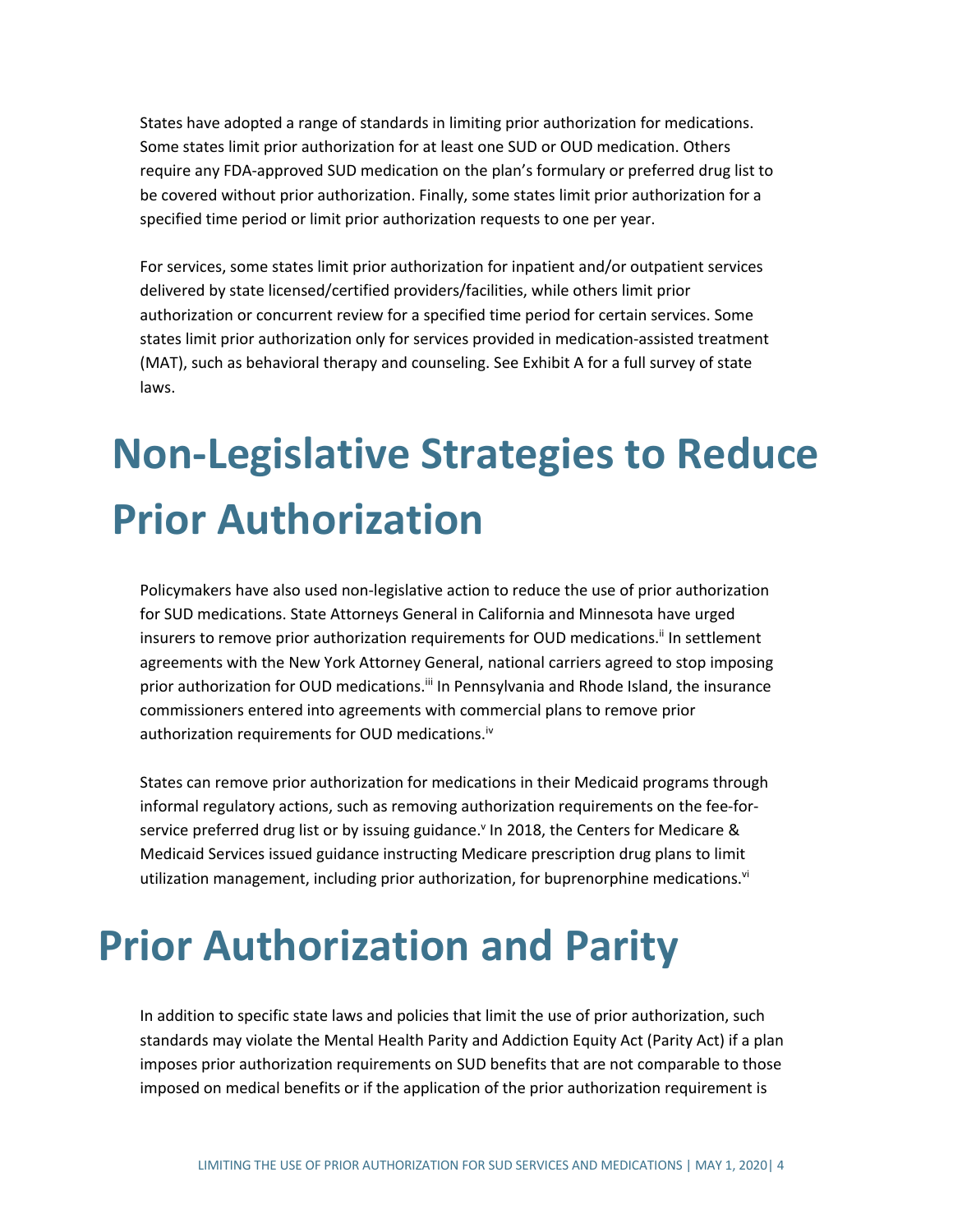States have adopted a range of standards in limiting prior authorization for medications. Some states limit prior authorization for at least one SUD or OUD medication. Others require any FDA-approved SUD medication on the plan's formulary or preferred drug list to be covered without prior authorization. Finally, some states limit prior authorization for a specified time period or limit prior authorization requests to one per year.

For services, some states limit prior authorization for inpatient and/or outpatient services delivered by state licensed/certified providers/facilities, while others limit prior authorization or concurrent review for a specified time period for certain services. Some states limit prior authorization only for services provided in medication-assisted treatment (MAT), such as behavioral therapy and counseling. See Exhibit A for a full survey of state laws.

# Non-Legislative Strategies to Reduce Prior Authorization

Policymakers have also used non-legislative action to reduce the use of prior authorization for SUD medications. State Attorneys General in California and Minnesota have urged insurers to remove prior authorization requirements for OUD medications.[ii] In settlement agreements with the New York Attorney General, national carriers agreed to stop imposing prior authorization for OUD medications.[iii] In Pennsylvania and Rhode Island, the insurance commissioners entered into agreements with commercial plans to remove prior authorization requirements for OUD medications.[iv]

States can remove prior authorization for medications in their Medicaid programs through informal regulatory actions, such as removing authorization requirements on the fee-for-service preferred drug list or by issuing guidance.[v] In 2018, the Centers for Medicare & Medicaid Services issued guidance instructing Medicare prescription drug plans to limit utilization management, including prior authorization, for buprenorphine medications.[vi]

# Prior Authorization and Parity

In addition to specific state laws and policies that limit the use of prior authorization, such standards may violate the Mental Health Parity and Addiction Equity Act (Parity Act) if a plan imposes prior authorization requirements on SUD benefits that are not comparable to those imposed on medical benefits or if the application of the prior authorization requirement is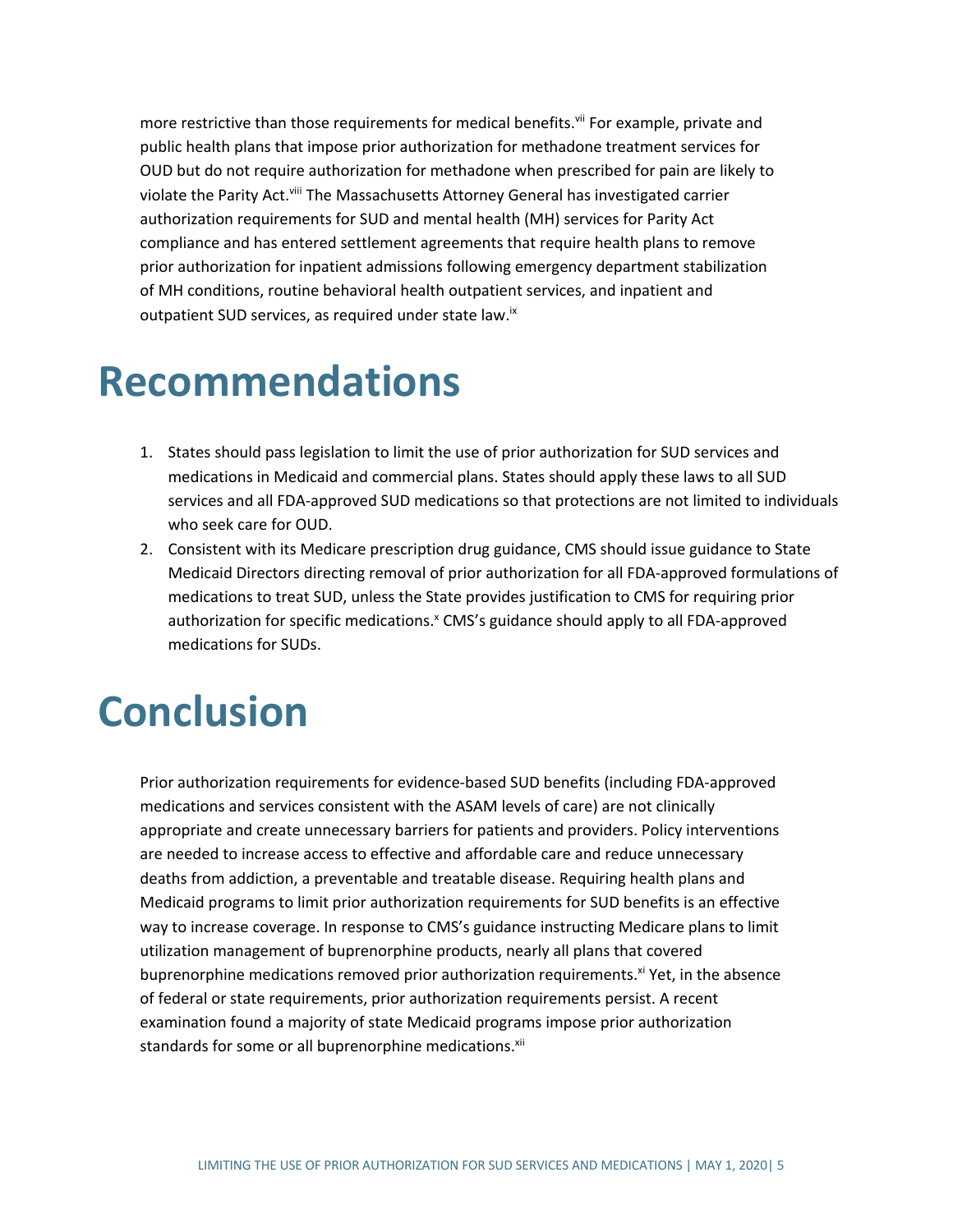more restrictive than those requirements for medical benefits.[vii] For example, private and public health plans that impose prior authorization for methadone treatment services for OUD but do not require authorization for methadone when prescribed for pain are likely to violate the Parity Act.[viii] The Massachusetts Attorney General has investigated carrier authorization requirements for SUD and mental health (MH) services for Parity Act compliance and has entered settlement agreements that require health plans to remove prior authorization for inpatient admissions following emergency department stabilization of MH conditions, routine behavioral health outpatient services, and inpatient and outpatient SUD services, as required under state law.[ix]

# Recommendations

1. States should pass legislation to limit the use of prior authorization for SUD services and medications in Medicaid and commercial plans. States should apply these laws to all SUD services and all FDA-approved SUD medications so that protections are not limited to individuals who seek care for OUD.
2. Consistent with its Medicare prescription drug guidance, CMS should issue guidance to State Medicaid Directors directing removal of prior authorization for all FDA-approved formulations of medications to treat SUD, unless the State provides justification to CMS for requiring prior authorization for specific medications.[x] CMS's guidance should apply to all FDA-approved medications for SUDs.

# Conclusion

Prior authorization requirements for evidence-based SUD benefits (including FDA-approved medications and services consistent with the ASAM levels of care) are not clinically appropriate and create unnecessary barriers for patients and providers. Policy interventions are needed to increase access to effective and affordable care and reduce unnecessary deaths from addiction, a preventable and treatable disease. Requiring health plans and Medicaid programs to limit prior authorization requirements for SUD benefits is an effective way to increase coverage. In response to CMS's guidance instructing Medicare plans to limit utilization management of buprenorphine products, nearly all plans that covered buprenorphine medications removed prior authorization requirements.[xi] Yet, in the absence of federal or state requirements, prior authorization requirements persist. A recent examination found a majority of state Medicaid programs impose prior authorization standards for some or all buprenorphine medications.[xii]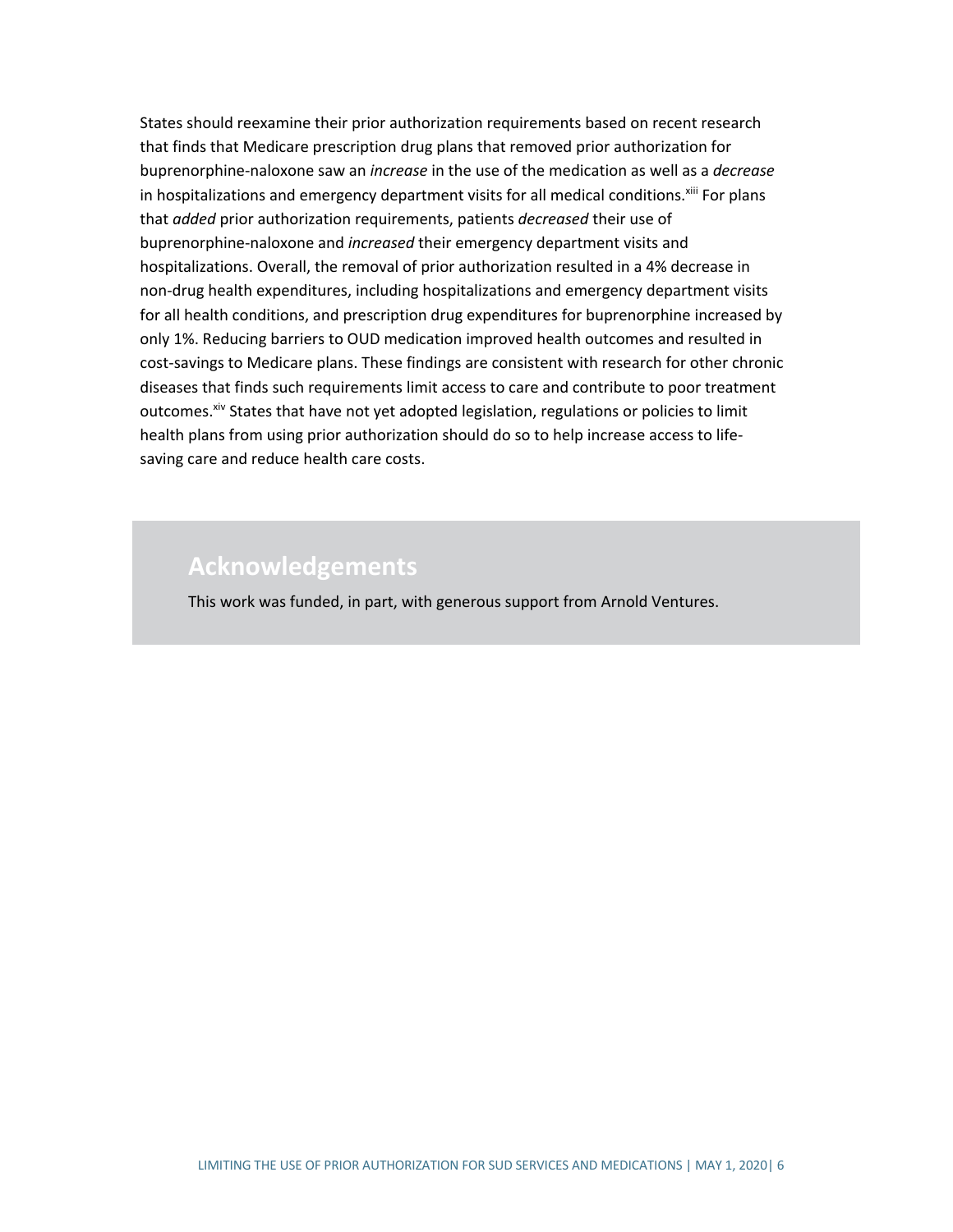States should reexamine their prior authorization requirements based on recent research that finds that Medicare prescription drug plans that removed prior authorization for buprenorphine-naloxone saw an *increase* in the use of the medication as well as a *decrease* in hospitalizations and emergency department visits for all medical conditions.[xiii] For plans that *added* prior authorization requirements, patients *decreased* their use of buprenorphine-naloxone and *increased* their emergency department visits and hospitalizations. Overall, the removal of prior authorization resulted in a 4% decrease in non-drug health expenditures, including hospitalizations and emergency department visits for all health conditions, and prescription drug expenditures for buprenorphine increased by only 1%. Reducing barriers to OUD medication improved health outcomes and resulted in cost-savings to Medicare plans. These findings are consistent with research for other chronic diseases that finds such requirements limit access to care and contribute to poor treatment outcomes.[xiv] States that have not yet adopted legislation, regulations or policies to limit health plans from using prior authorization should do so to help increase access to life-saving care and reduce health care costs.

## Acknowledgements

This work was funded, in part, with generous support from Arnold Ventures.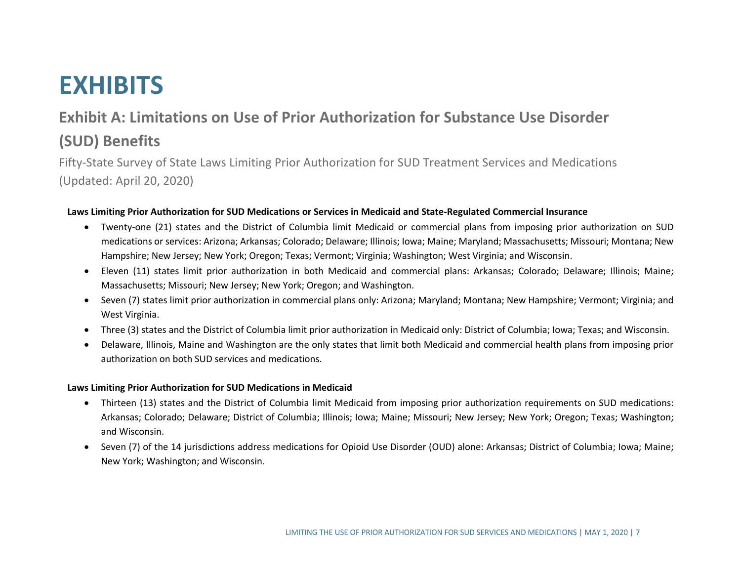# EXHIBITS

## Exhibit A: Limitations on Use of Prior Authorization for Substance Use Disorder (SUD) Benefits

Fifty-State Survey of State Laws Limiting Prior Authorization for SUD Treatment Services and Medications (Updated: April 20, 2020)

**Laws Limiting Prior Authorization for SUD Medications or Services in Medicaid and State-Regulated Commercial Insurance**

- Twenty-one (21) states and the District of Columbia limit Medicaid or commercial plans from imposing prior authorization on SUD medications or services: Arizona; Arkansas; Colorado; Delaware; Illinois; Iowa; Maine; Maryland; Massachusetts; Missouri; Montana; New Hampshire; New Jersey; New York; Oregon; Texas; Vermont; Virginia; Washington; West Virginia; and Wisconsin.
- Eleven (11) states limit prior authorization in both Medicaid and commercial plans: Arkansas; Colorado; Delaware; Illinois; Maine; Massachusetts; Missouri; New Jersey; New York; Oregon; and Washington.
- Seven (7) states limit prior authorization in commercial plans only: Arizona; Maryland; Montana; New Hampshire; Vermont; Virginia; and West Virginia.
- Three (3) states and the District of Columbia limit prior authorization in Medicaid only: District of Columbia; Iowa; Texas; and Wisconsin.
- Delaware, Illinois, Maine and Washington are the only states that limit both Medicaid and commercial health plans from imposing prior authorization on both SUD services and medications.

**Laws Limiting Prior Authorization for SUD Medications in Medicaid**

- Thirteen (13) states and the District of Columbia limit Medicaid from imposing prior authorization requirements on SUD medications: Arkansas; Colorado; Delaware; District of Columbia; Illinois; Iowa; Maine; Missouri; New Jersey; New York; Oregon; Texas; Washington; and Wisconsin.
- Seven (7) of the 14 jurisdictions address medications for Opioid Use Disorder (OUD) alone: Arkansas; District of Columbia; Iowa; Maine; New York; Washington; and Wisconsin.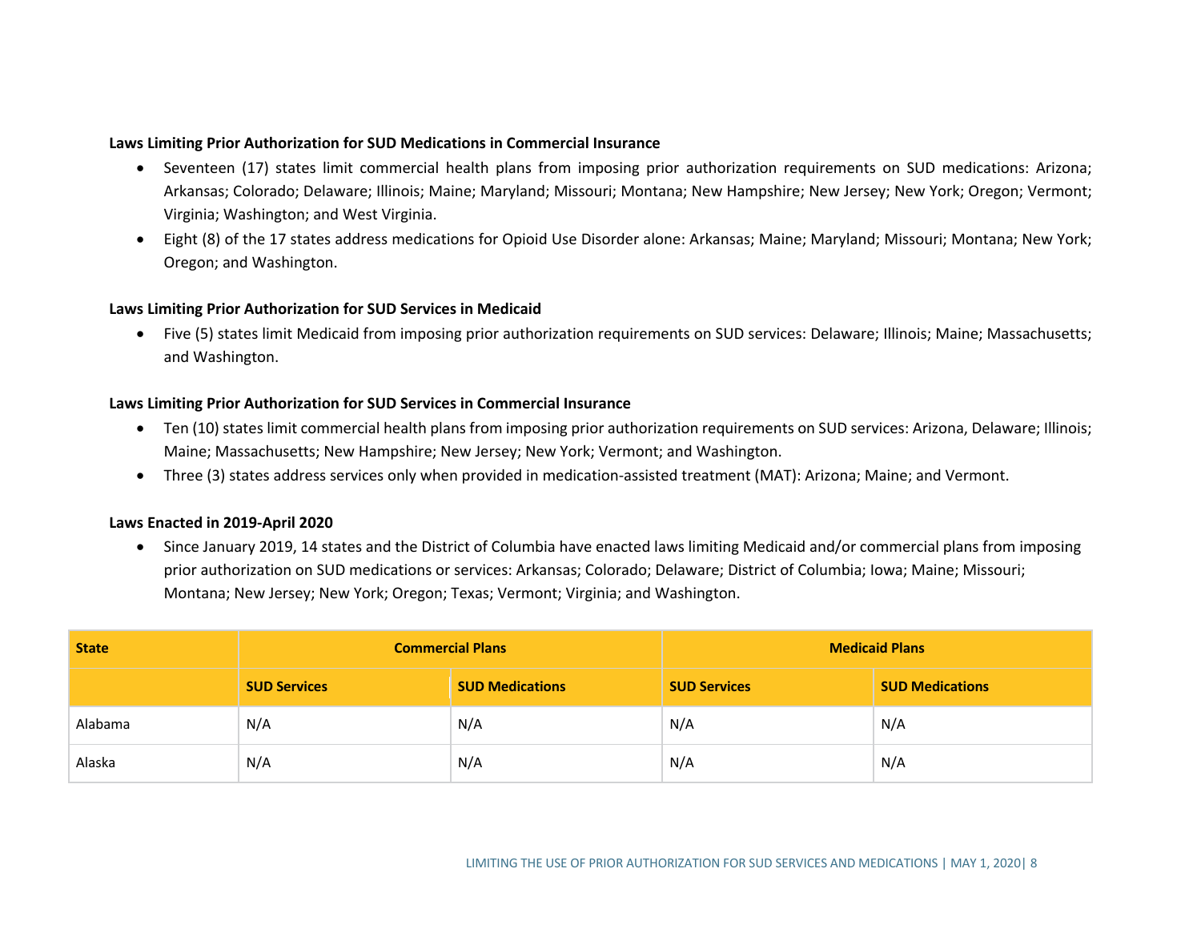**Laws Limiting Prior Authorization for SUD Medications in Commercial Insurance**

- Seventeen (17) states limit commercial health plans from imposing prior authorization requirements on SUD medications: Arizona; Arkansas; Colorado; Delaware; Illinois; Maine; Maryland; Missouri; Montana; New Hampshire; New Jersey; New York; Oregon; Vermont; Virginia; Washington; and West Virginia.
- Eight (8) of the 17 states address medications for Opioid Use Disorder alone: Arkansas; Maine; Maryland; Missouri; Montana; New York; Oregon; and Washington.

**Laws Limiting Prior Authorization for SUD Services in Medicaid**

- Five (5) states limit Medicaid from imposing prior authorization requirements on SUD services: Delaware; Illinois; Maine; Massachusetts; and Washington.

**Laws Limiting Prior Authorization for SUD Services in Commercial Insurance**

- Ten (10) states limit commercial health plans from imposing prior authorization requirements on SUD services: Arizona, Delaware; Illinois; Maine; Massachusetts; New Hampshire; New Jersey; New York; Vermont; and Washington.
- Three (3) states address services only when provided in medication-assisted treatment (MAT): Arizona; Maine; and Vermont.

**Laws Enacted in 2019-April 2020**

- Since January 2019, 14 states and the District of Columbia have enacted laws limiting Medicaid and/or commercial plans from imposing prior authorization on SUD medications or services: Arkansas; Colorado; Delaware; District of Columbia; Iowa; Maine; Missouri; Montana; New Jersey; New York; Oregon; Texas; Vermont; Virginia; and Washington.

| State | Commercial Plans | | Medicaid Plans | |
|---|---|---|---|---|
| | **SUD Services** | **SUD Medications** | **SUD Services** | **SUD Medications** |
| Alabama | N/A | N/A | N/A | N/A |
| Alaska | N/A | N/A | N/A | N/A |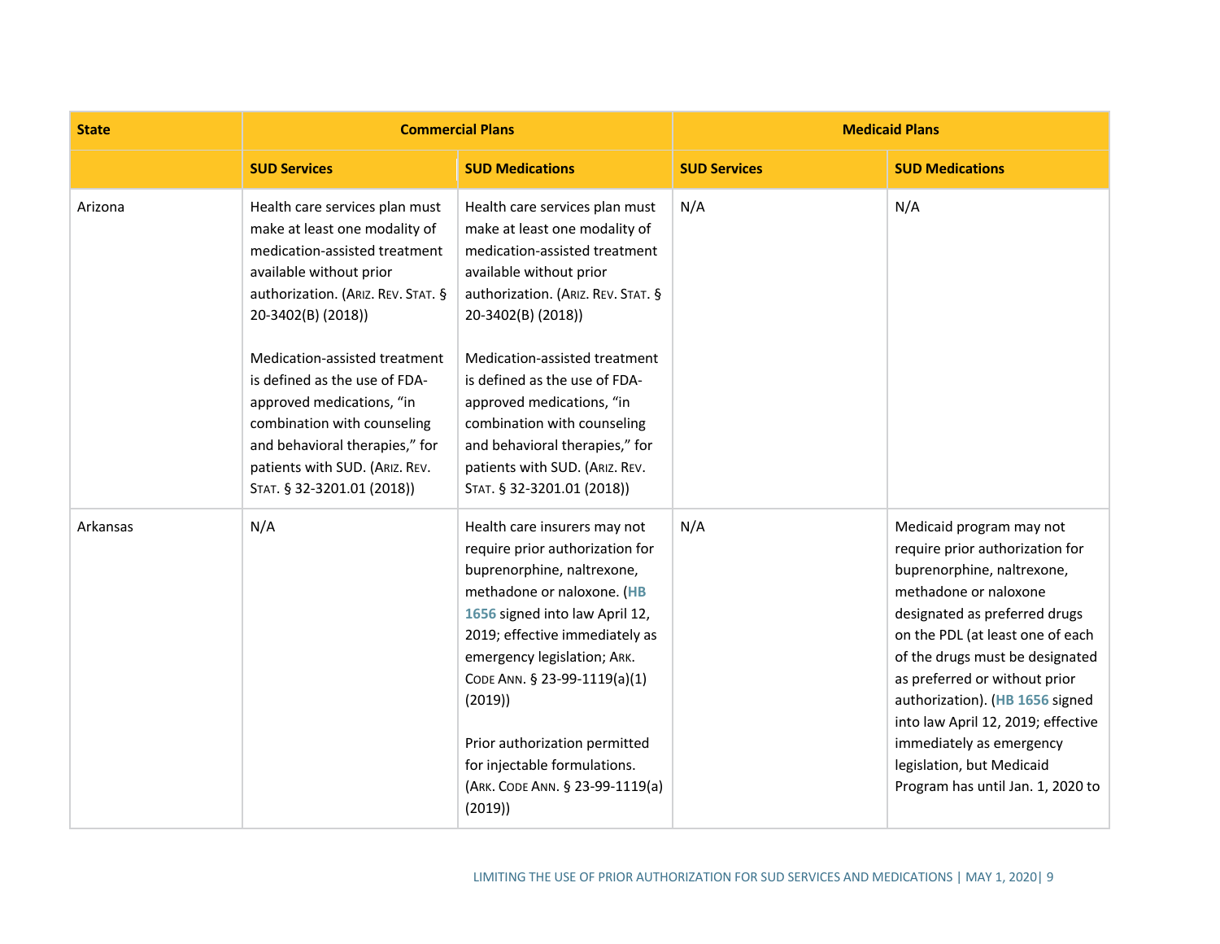| State | Commercial Plans | | Medicaid Plans | |
|---|---|---|---|---|
| | **SUD Services** | **SUD Medications** | **SUD Services** | **SUD Medications** |
| Arizona | Health care services plan must make at least one modality of medication-assisted treatment available without prior authorization. (ARIZ. REV. STAT. § 20-3402(B) (2018))<br><br>Medication-assisted treatment is defined as the use of FDA-approved medications, "in combination with counseling and behavioral therapies," for patients with SUD. (ARIZ. REV. STAT. § 32-3201.01 (2018)) | Health care services plan must make at least one modality of medication-assisted treatment available without prior authorization. (ARIZ. REV. STAT. § 20-3402(B) (2018))<br><br>Medication-assisted treatment is defined as the use of FDA-approved medications, "in combination with counseling and behavioral therapies," for patients with SUD. (ARIZ. REV. STAT. § 32-3201.01 (2018)) | N/A | N/A |
| Arkansas | N/A | Health care insurers may not require prior authorization for buprenorphine, naltrexone, methadone or naloxone. (**HB 1656** signed into law April 12, 2019; effective immediately as emergency legislation; ARK. CODE ANN. § 23-99-1119(a)(1) (2019))<br><br>Prior authorization permitted for injectable formulations. (ARK. CODE ANN. § 23-99-1119(a) (2019)) | N/A | Medicaid program may not require prior authorization for buprenorphine, naltrexone, methadone or naloxone designated as preferred drugs on the PDL (at least one of each of the drugs must be designated as preferred or without prior authorization). (**HB 1656** signed into law April 12, 2019; effective immediately as emergency legislation, but Medicaid Program has until Jan. 1, 2020 to |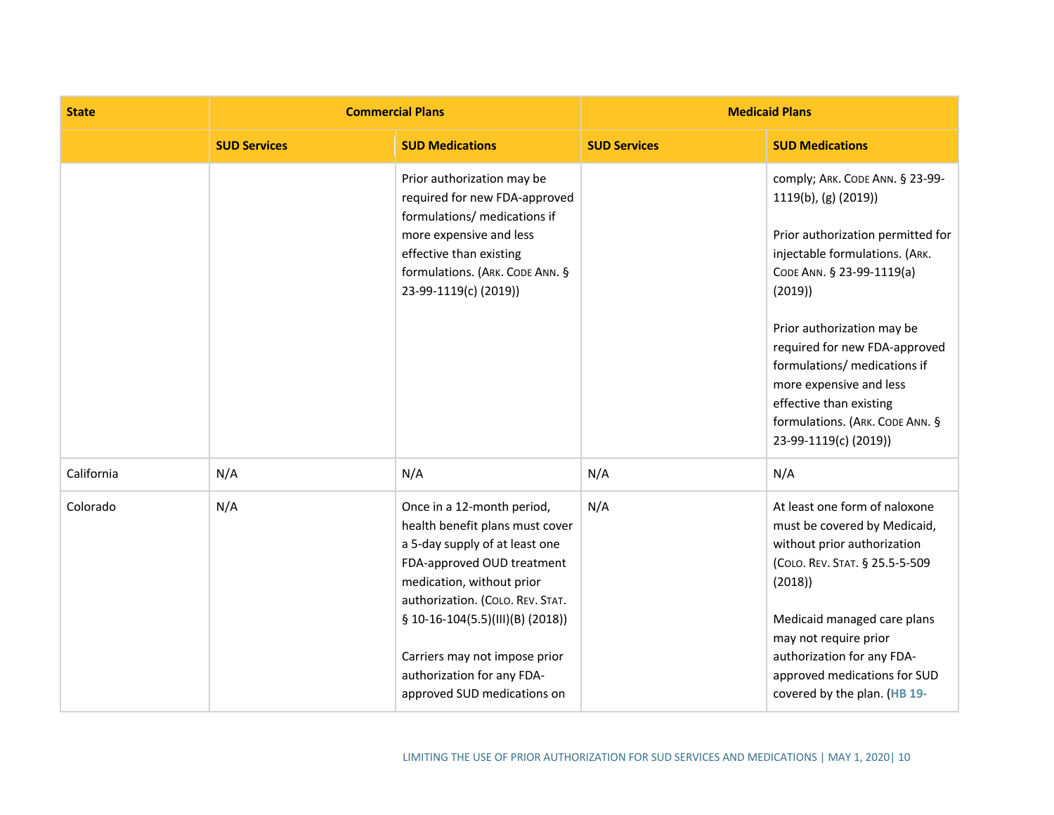| State | Commercial Plans | | Medicaid Plans | |
|---|---|---|---|---|
| | SUD Services | SUD Medications | SUD Services | SUD Medications |
| | | Prior authorization may be required for new FDA-approved formulations/ medications if more expensive and less effective than existing formulations. (ARK. CODE ANN. § 23-99-1119(c) (2019)) | | comply; ARK. CODE ANN. § 23-99-1119(b), (g) (2019))<br><br>Prior authorization permitted for injectable formulations. (ARK. CODE ANN. § 23-99-1119(a) (2019))<br><br>Prior authorization may be required for new FDA-approved formulations/ medications if more expensive and less effective than existing formulations. (ARK. CODE ANN. § 23-99-1119(c) (2019)) |
| California | N/A | N/A | N/A | N/A |
| Colorado | N/A | Once in a 12-month period, health benefit plans must cover a 5-day supply of at least one FDA-approved OUD treatment medication, without prior authorization. (COLO. REV. STAT. § 10-16-104(5.5)(III)(B) (2018))<br><br>Carriers may not impose prior authorization for any FDA-approved SUD medications on | N/A | At least one form of naloxone must be covered by Medicaid, without prior authorization (COLO. REV. STAT. § 25.5-5-509 (2018))<br><br>Medicaid managed care plans may not require prior authorization for any FDA-approved medications for SUD covered by the plan. (HB 19- |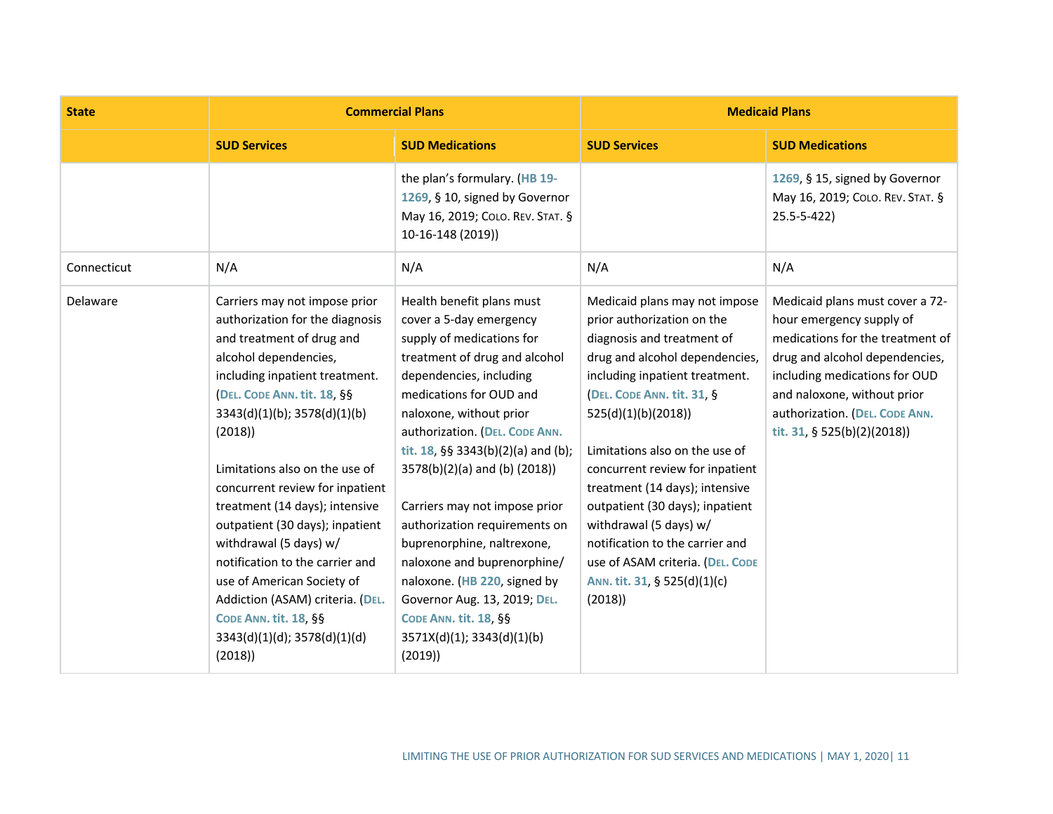| State | Commercial Plans | | Medicaid Plans | |
|---|---|---|---|---|
| | **SUD Services** | **SUD Medications** | **SUD Services** | **SUD Medications** |
| | | the plan's formulary. (HB 19-1269, § 10, signed by Governor May 16, 2019; COLO. REV. STAT. § 10-16-148 (2019)) | | 1269, § 15, signed by Governor May 16, 2019; COLO. REV. STAT. § 25.5-5-422) |
| Connecticut | N/A | N/A | N/A | N/A |
| Delaware | Carriers may not impose prior authorization for the diagnosis and treatment of drug and alcohol dependencies, including inpatient treatment. (DEL. CODE ANN. tit. 18, §§ 3343(d)(1)(b); 3578(d)(1)(b) (2018))<br><br>Limitations also on the use of concurrent review for inpatient treatment (14 days); intensive outpatient (30 days); inpatient withdrawal (5 days) w/ notification to the carrier and use of American Society of Addiction (ASAM) criteria. (DEL. CODE ANN. tit. 18, §§ 3343(d)(1)(d); 3578(d)(1)(d) (2018)) | Health benefit plans must cover a 5-day emergency supply of medications for treatment of drug and alcohol dependencies, including medications for OUD and naloxone, without prior authorization. (DEL. CODE ANN. tit. 18, §§ 3343(b)(2)(a) and (b); 3578(b)(2)(a) and (b) (2018))<br><br>Carriers may not impose prior authorization requirements on buprenorphine, naltrexone, naloxone and buprenorphine/ naloxone. (HB 220, signed by Governor Aug. 13, 2019; DEL. CODE ANN. tit. 18, §§ 3571X(d)(1); 3343(d)(1)(b) (2019)) | Medicaid plans may not impose prior authorization on the diagnosis and treatment of drug and alcohol dependencies, including inpatient treatment. (DEL. CODE ANN. tit. 31, § 525(d)(1)(b)(2018))<br><br>Limitations also on the use of concurrent review for inpatient treatment (14 days); intensive outpatient (30 days); inpatient withdrawal (5 days) w/ notification to the carrier and use of ASAM criteria. (DEL. CODE ANN. tit. 31, § 525(d)(1)(c) (2018)) | Medicaid plans must cover a 72-hour emergency supply of medications for the treatment of drug and alcohol dependencies, including medications for OUD and naloxone, without prior authorization. (DEL. CODE ANN. tit. 31, § 525(b)(2)(2018)) |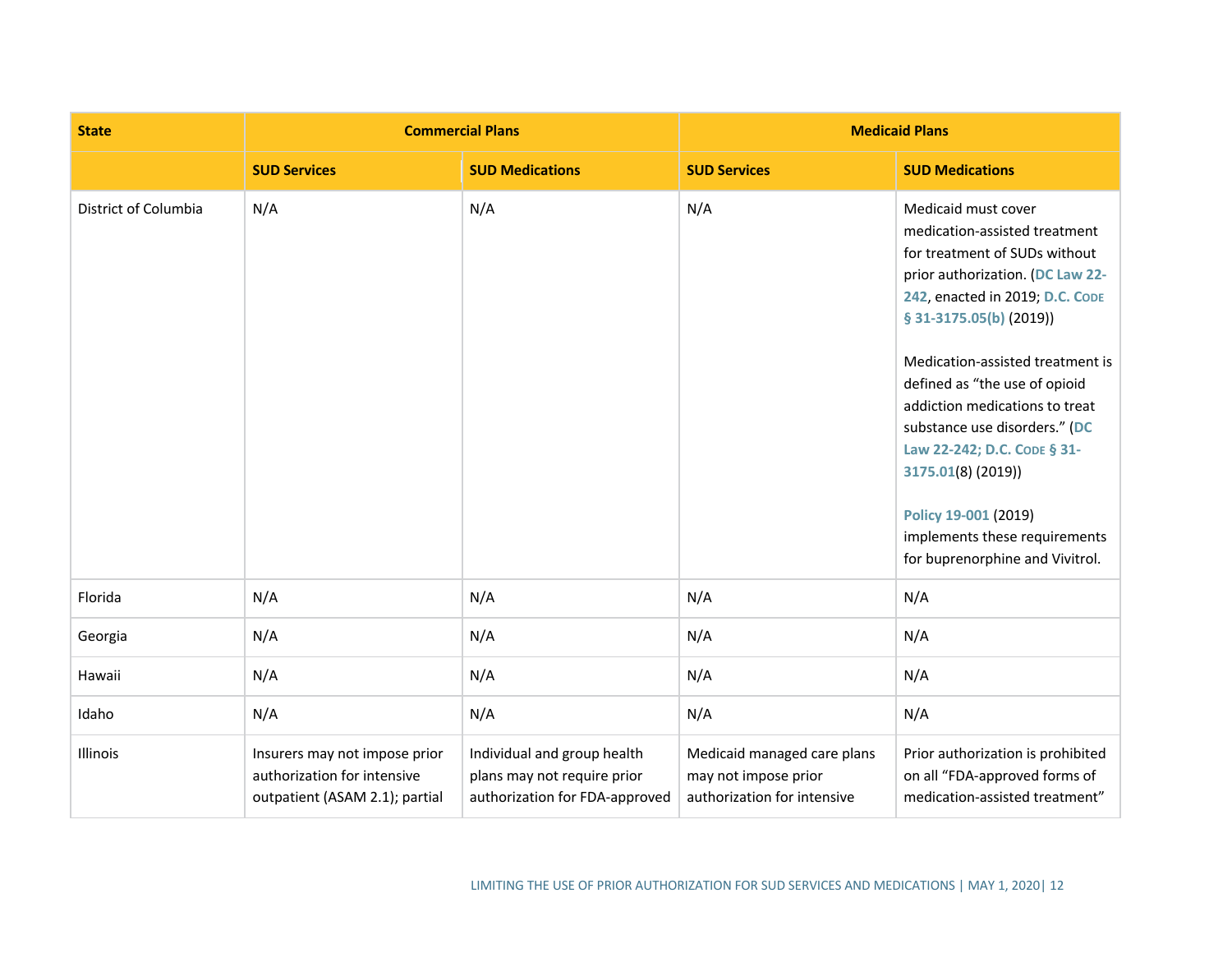| State | Commercial Plans | | Medicaid Plans | |
|---|---|---|---|---|
| | SUD Services | SUD Medications | SUD Services | SUD Medications |
| District of Columbia | N/A | N/A | N/A | Medicaid must cover medication-assisted treatment for treatment of SUDs without prior authorization. (DC Law 22-242, enacted in 2019; D.C. Code § 31-3175.05(b) (2019))<br><br>Medication-assisted treatment is defined as "the use of opioid addiction medications to treat substance use disorders." (DC Law 22-242; D.C. Code § 31-3175.01(8) (2019))<br><br>Policy 19-001 (2019) implements these requirements for buprenorphine and Vivitrol. |
| Florida | N/A | N/A | N/A | N/A |
| Georgia | N/A | N/A | N/A | N/A |
| Hawaii | N/A | N/A | N/A | N/A |
| Idaho | N/A | N/A | N/A | N/A |
| Illinois | Insurers may not impose prior authorization for intensive outpatient (ASAM 2.1); partial | Individual and group health plans may not require prior authorization for FDA-approved | Medicaid managed care plans may not impose prior authorization for intensive | Prior authorization is prohibited on all "FDA-approved forms of medication-assisted treatment" |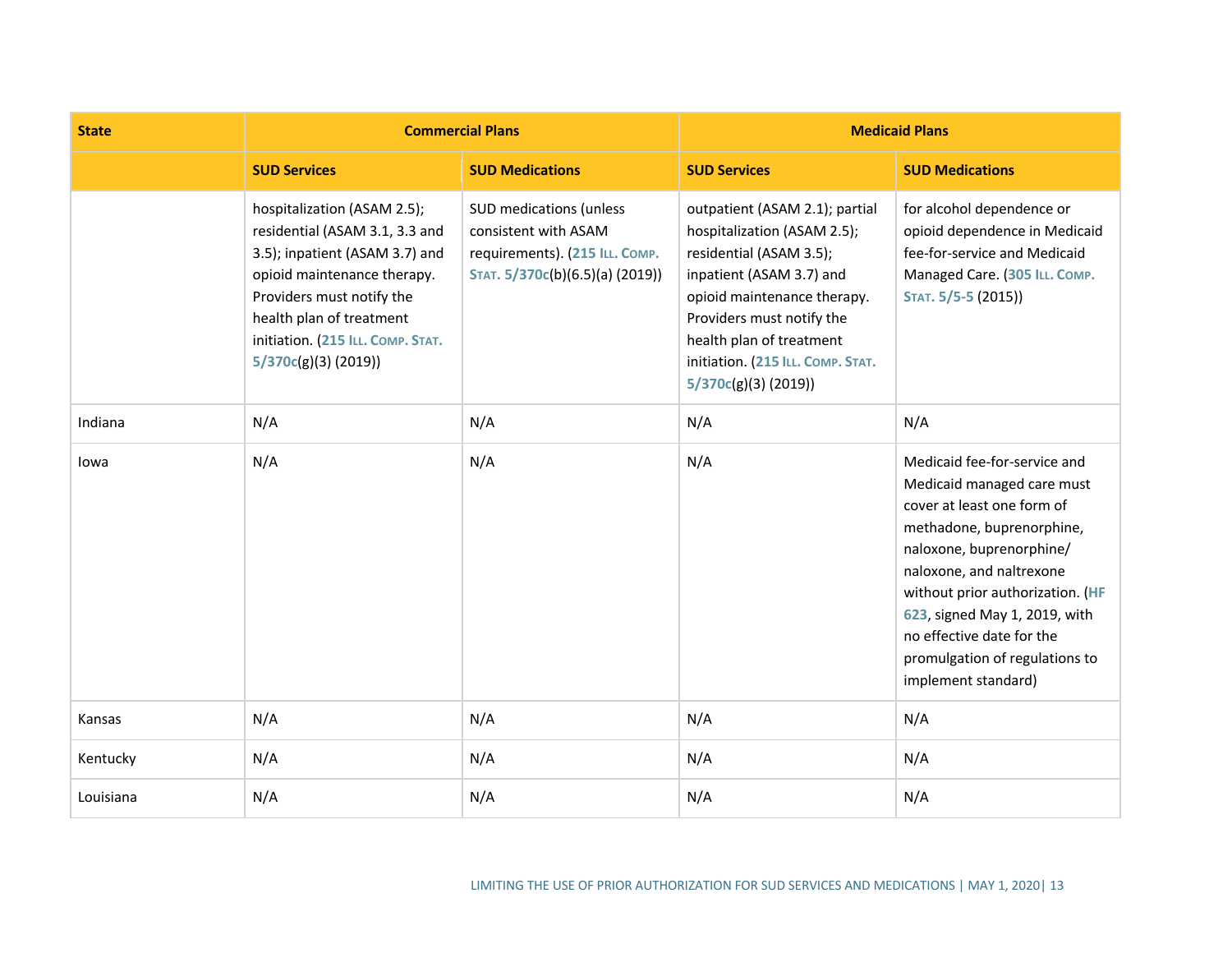| State | Commercial Plans | | Medicaid Plans | |
|---|---|---|---|---|
| | **SUD Services** | **SUD Medications** | **SUD Services** | **SUD Medications** |
| | hospitalization (ASAM 2.5); residential (ASAM 3.1, 3.3 and 3.5); inpatient (ASAM 3.7) and opioid maintenance therapy. Providers must notify the health plan of treatment initiation. (215 Ill. Comp. Stat. 5/370c(g)(3) (2019)) | SUD medications (unless consistent with ASAM requirements). (215 Ill. Comp. Stat. 5/370c(b)(6.5)(a) (2019)) | outpatient (ASAM 2.1); partial hospitalization (ASAM 2.5); residential (ASAM 3.5); inpatient (ASAM 3.7) and opioid maintenance therapy. Providers must notify the health plan of treatment initiation. (215 Ill. Comp. Stat. 5/370c(g)(3) (2019)) | for alcohol dependence or opioid dependence in Medicaid fee-for-service and Medicaid Managed Care. (305 Ill. Comp. Stat. 5/5-5 (2015)) |
| Indiana | N/A | N/A | N/A | N/A |
| Iowa | N/A | N/A | N/A | Medicaid fee-for-service and Medicaid managed care must cover at least one form of methadone, buprenorphine, naloxone, buprenorphine/ naloxone, and naltrexone without prior authorization. (HF 623, signed May 1, 2019, with no effective date for the promulgation of regulations to implement standard) |
| Kansas | N/A | N/A | N/A | N/A |
| Kentucky | N/A | N/A | N/A | N/A |
| Louisiana | N/A | N/A | N/A | N/A |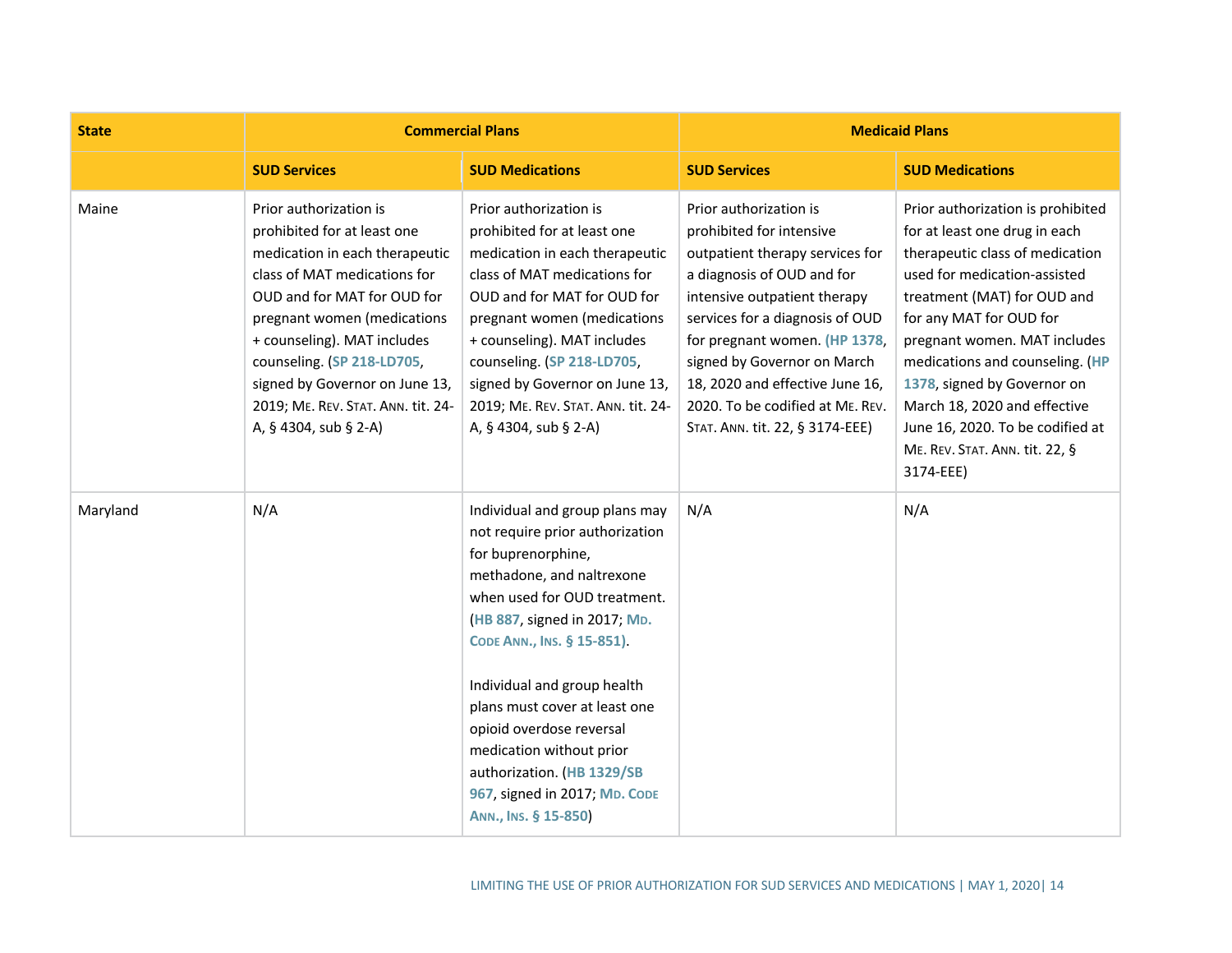| State | Commercial Plans | | Medicaid Plans | |
|---|---|---|---|---|
| | SUD Services | SUD Medications | SUD Services | SUD Medications |
| Maine | Prior authorization is prohibited for at least one medication in each therapeutic class of MAT medications for OUD and for MAT for OUD for pregnant women (medications + counseling). MAT includes counseling. (SP 218-LD705, signed by Governor on June 13, 2019; ME. REV. STAT. ANN. tit. 24-A, § 4304, sub § 2-A) | Prior authorization is prohibited for at least one medication in each therapeutic class of MAT medications for OUD and for MAT for OUD for pregnant women (medications + counseling). MAT includes counseling. (SP 218-LD705, signed by Governor on June 13, 2019; ME. REV. STAT. ANN. tit. 24-A, § 4304, sub § 2-A) | Prior authorization is prohibited for intensive outpatient therapy services for a diagnosis of OUD and for intensive outpatient therapy services for a diagnosis of OUD for pregnant women. (HP 1378, signed by Governor on March 18, 2020 and effective June 16, 2020. To be codified at ME. REV. STAT. ANN. tit. 22, § 3174-EEE) | Prior authorization is prohibited for at least one drug in each therapeutic class of medication used for medication-assisted treatment (MAT) for OUD and for any MAT for OUD for pregnant women. MAT includes medications and counseling. (HP 1378, signed by Governor on March 18, 2020 and effective June 16, 2020. To be codified at ME. REV. STAT. ANN. tit. 22, § 3174-EEE) |
| Maryland | N/A | Individual and group plans may not require prior authorization for buprenorphine, methadone, and naltrexone when used for OUD treatment. (HB 887, signed in 2017; MD. CODE ANN., INS. § 15-851).<br><br>Individual and group health plans must cover at least one opioid overdose reversal medication without prior authorization. (HB 1329/SB 967, signed in 2017; MD. CODE ANN., INS. § 15-850) | N/A | N/A |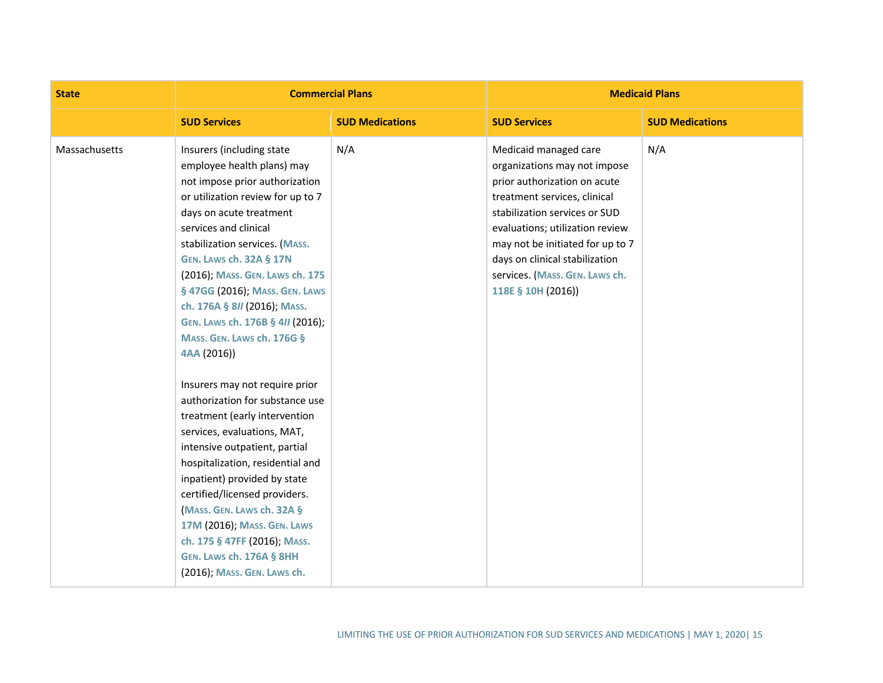| State | Commercial Plans | | Medicaid Plans | |
|---|---|---|---|---|
| | SUD Services | SUD Medications | SUD Services | SUD Medications |
| Massachusetts | Insurers (including state employee health plans) may not impose prior authorization or utilization review for up to 7 days on acute treatment services and clinical stabilization services. (Mass. Gen. Laws ch. 32A § 17N (2016); Mass. Gen. Laws ch. 175 § 47GG (2016); Mass. Gen. Laws ch. 176A § 8*II* (2016); Mass. Gen. Laws ch. 176B § 4*II* (2016); Mass. Gen. Laws ch. 176G § 4AA (2016))<br><br>Insurers may not require prior authorization for substance use treatment (early intervention services, evaluations, MAT, intensive outpatient, partial hospitalization, residential and inpatient) provided by state certified/licensed providers. (Mass. Gen. Laws ch. 32A § 17M (2016); Mass. Gen. Laws ch. 175 § 47FF (2016); Mass. Gen. Laws ch. 176A § 8HH (2016); Mass. Gen. Laws ch. | N/A | Medicaid managed care organizations may not impose prior authorization on acute treatment services, clinical stabilization services or SUD evaluations; utilization review may not be initiated for up to 7 days on clinical stabilization services. (Mass. Gen. Laws ch. 118E § 10H (2016)) | N/A |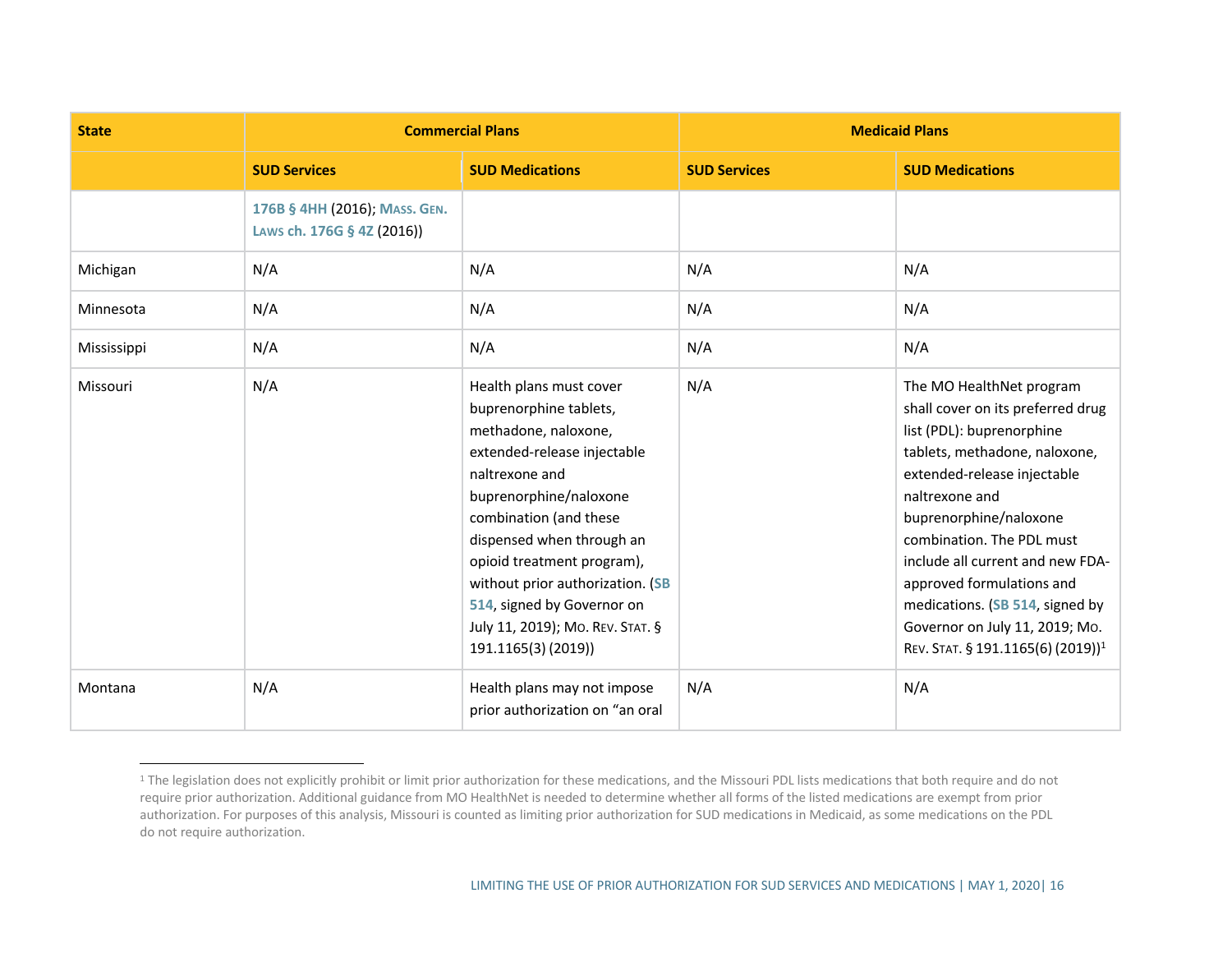| State | Commercial Plans | | Medicaid Plans | |
|---|---|---|---|---|
| | SUD Services | SUD Medications | SUD Services | SUD Medications |
| | 176B § 4HH (2016); MASS. GEN. LAWS ch. 176G § 4Z (2016)) | | | |
| Michigan | N/A | N/A | N/A | N/A |
| Minnesota | N/A | N/A | N/A | N/A |
| Mississippi | N/A | N/A | N/A | N/A |
| Missouri | N/A | Health plans must cover buprenorphine tablets, methadone, naloxone, extended-release injectable naltrexone and buprenorphine/naloxone combination (and these dispensed when through an opioid treatment program), without prior authorization. (SB 514, signed by Governor on July 11, 2019); MO. REV. STAT. § 191.1165(3) (2019)) | N/A | The MO HealthNet program shall cover on its preferred drug list (PDL): buprenorphine tablets, methadone, naloxone, extended-release injectable naltrexone and buprenorphine/naloxone combination. The PDL must include all current and new FDA-approved formulations and medications. (SB 514, signed by Governor on July 11, 2019; MO. REV. STAT. § 191.1165(6) (2019))[1] |
| Montana | N/A | Health plans may not impose prior authorization on "an oral | N/A | N/A |

[1] The legislation does not explicitly prohibit or limit prior authorization for these medications, and the Missouri PDL lists medications that both require and do not require prior authorization. Additional guidance from MO HealthNet is needed to determine whether all forms of the listed medications are exempt from prior authorization. For purposes of this analysis, Missouri is counted as limiting prior authorization for SUD medications in Medicaid, as some medications on the PDL do not require authorization.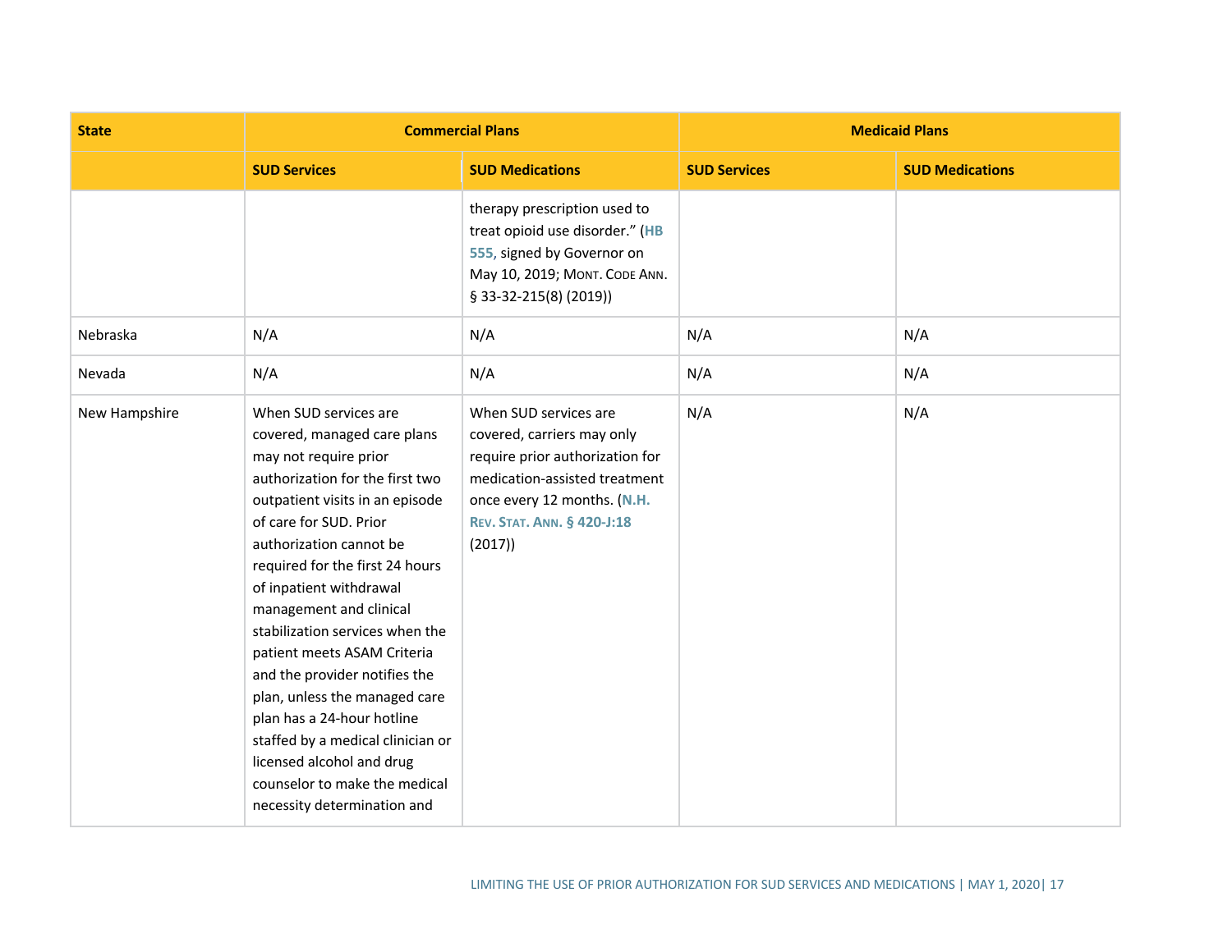| State | Commercial Plans | | Medicaid Plans | |
|---|---|---|---|---|
| | SUD Services | SUD Medications | SUD Services | SUD Medications |
| | | therapy prescription used to treat opioid use disorder." (HB 555, signed by Governor on May 10, 2019; MONT. CODE ANN. § 33-32-215(8) (2019)) | | |
| Nebraska | N/A | N/A | N/A | N/A |
| Nevada | N/A | N/A | N/A | N/A |
| New Hampshire | When SUD services are covered, managed care plans may not require prior authorization for the first two outpatient visits in an episode of care for SUD. Prior authorization cannot be required for the first 24 hours of inpatient withdrawal management and clinical stabilization services when the patient meets ASAM Criteria and the provider notifies the plan, unless the managed care plan has a 24-hour hotline staffed by a medical clinician or licensed alcohol and drug counselor to make the medical necessity determination and | When SUD services are covered, carriers may only require prior authorization for medication-assisted treatment once every 12 months. (N.H. REV. STAT. ANN. § 420-J:18 (2017)) | N/A | N/A |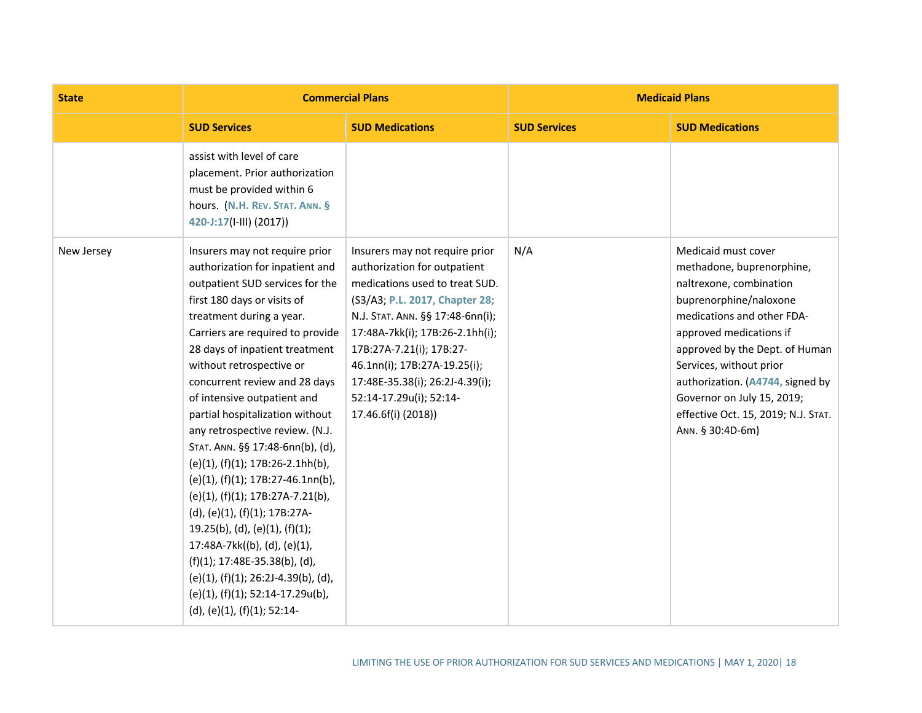| State | Commercial Plans | | Medicaid Plans | |
|---|---|---|---|---|
| | **SUD Services** | **SUD Medications** | **SUD Services** | **SUD Medications** |
| | assist with level of care placement. Prior authorization must be provided within 6 hours. (**N.H. Rev. Stat. Ann. § 420-J:17**(I-III) (2017)) | | | |
| New Jersey | Insurers may not require prior authorization for inpatient and outpatient SUD services for the first 180 days or visits of treatment during a year. Carriers are required to provide 28 days of inpatient treatment without retrospective or concurrent review and 28 days of intensive outpatient and partial hospitalization without any retrospective review. (N.J. Stat. Ann. §§ 17:48-6nn(b), (d), (e)(1), (f)(1); 17B:26-2.1hh(b), (e)(1), (f)(1); 17B:27-46.1nn(b), (e)(1), (f)(1); 17B:27A-7.21(b), (d), (e)(1), (f)(1); 17B:27A-19.25(b), (d), (e)(1), (f)(1); 17:48A-7kk((b), (d), (e)(1), (f)(1); 17:48E-35.38(b), (d), (e)(1), (f)(1); 26:2J-4.39(b), (d), (e)(1), (f)(1); 52:14-17.29u(b), (d), (e)(1), (f)(1); 52:14- | Insurers may not require prior authorization for outpatient medications used to treat SUD. (S3/A3; **P.L. 2017, Chapter 28;** N.J. Stat. Ann. §§ 17:48-6nn(i); 17:48A-7kk(i); 17B:26-2.1hh(i); 17B:27A-7.21(i); 17B:27-46.1nn(i); 17B:27A-19.25(i); 17:48E-35.38(i); 26:2J-4.39(i); 52:14-17.29u(i); 52:14-17.46.6f(i) (2018)) | N/A | Medicaid must cover methadone, buprenorphine, naltrexone, combination buprenorphine/naloxone medications and other FDA-approved medications if approved by the Dept. of Human Services, without prior authorization. (**A4744,** signed by Governor on July 15, 2019; effective Oct. 15, 2019; N.J. Stat. Ann. § 30:4D-6m) |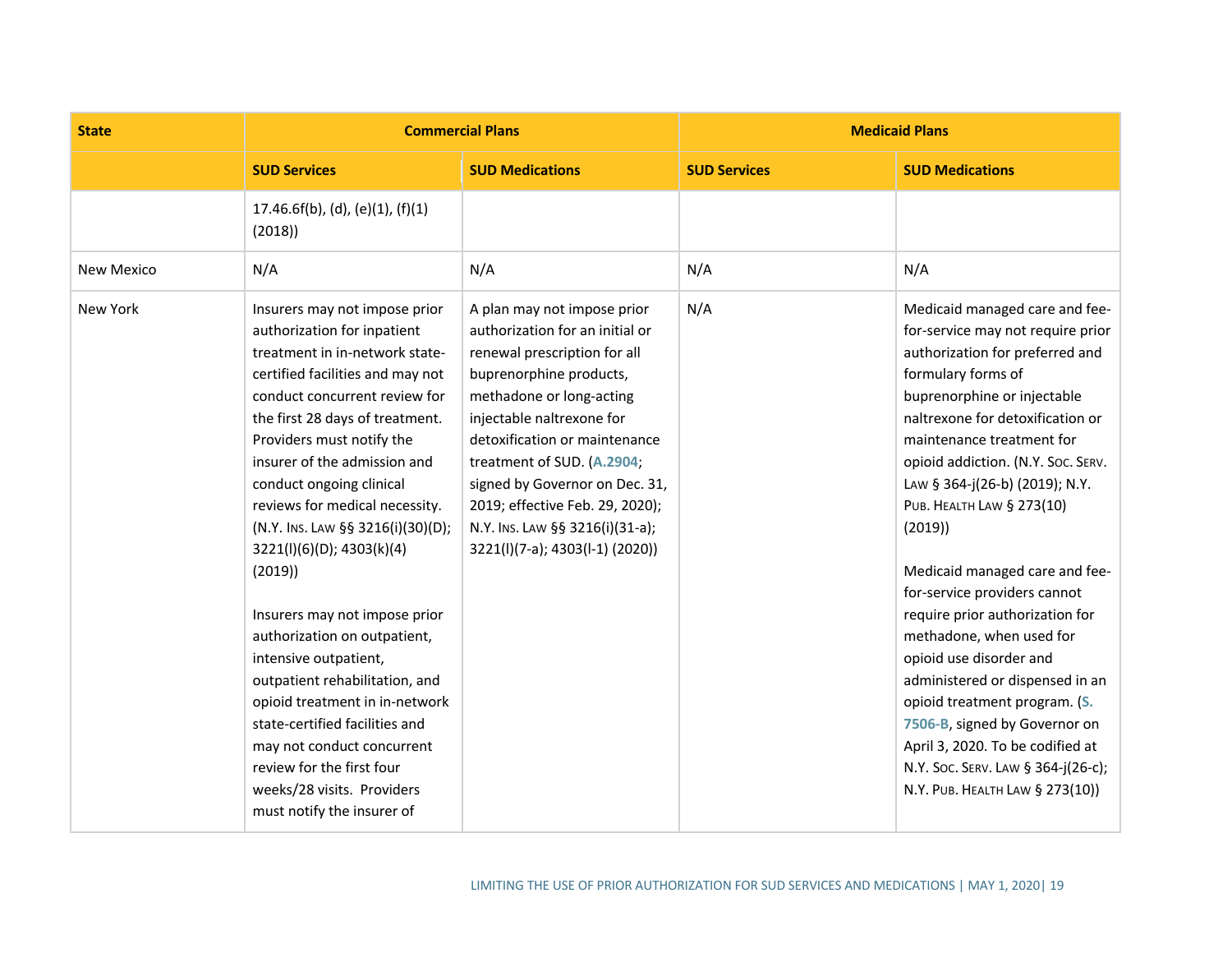| State | Commercial Plans | | Medicaid Plans | |
|---|---|---|---|---|
| | **SUD Services** | **SUD Medications** | **SUD Services** | **SUD Medications** |
| | 17.46.6f(b), (d), (e)(1), (f)(1) (2018)) | | | |
| New Mexico | N/A | N/A | N/A | N/A |
| New York | Insurers may not impose prior authorization for inpatient treatment in in-network state-certified facilities and may not conduct concurrent review for the first 28 days of treatment. Providers must notify the insurer of the admission and conduct ongoing clinical reviews for medical necessity. (N.Y. INS. LAW §§ 3216(i)(30)(D); 3221(l)(6)(D); 4303(k)(4) (2019))<br><br>Insurers may not impose prior authorization on outpatient, intensive outpatient, outpatient rehabilitation, and opioid treatment in in-network state-certified facilities and may not conduct concurrent review for the first four weeks/28 visits. Providers must notify the insurer of | A plan may not impose prior authorization for an initial or renewal prescription for all buprenorphine products, methadone or long-acting injectable naltrexone for detoxification or maintenance treatment of SUD. (A.2904; signed by Governor on Dec. 31, 2019; effective Feb. 29, 2020); N.Y. INS. LAW §§ 3216(i)(31-a); 3221(l)(7-a); 4303(l-1) (2020)) | N/A | Medicaid managed care and fee-for-service may not require prior authorization for preferred and formulary forms of buprenorphine or injectable naltrexone for detoxification or maintenance treatment for opioid addiction. (N.Y. SOC. SERV. LAW § 364-j(26-b) (2019); N.Y. PUB. HEALTH LAW § 273(10) (2019))<br><br>Medicaid managed care and fee-for-service providers cannot require prior authorization for methadone, when used for opioid use disorder and administered or dispensed in an opioid treatment program. (S. 7506-B, signed by Governor on April 3, 2020. To be codified at N.Y. SOC. SERV. LAW § 364-j(26-c); N.Y. PUB. HEALTH LAW § 273(10)) |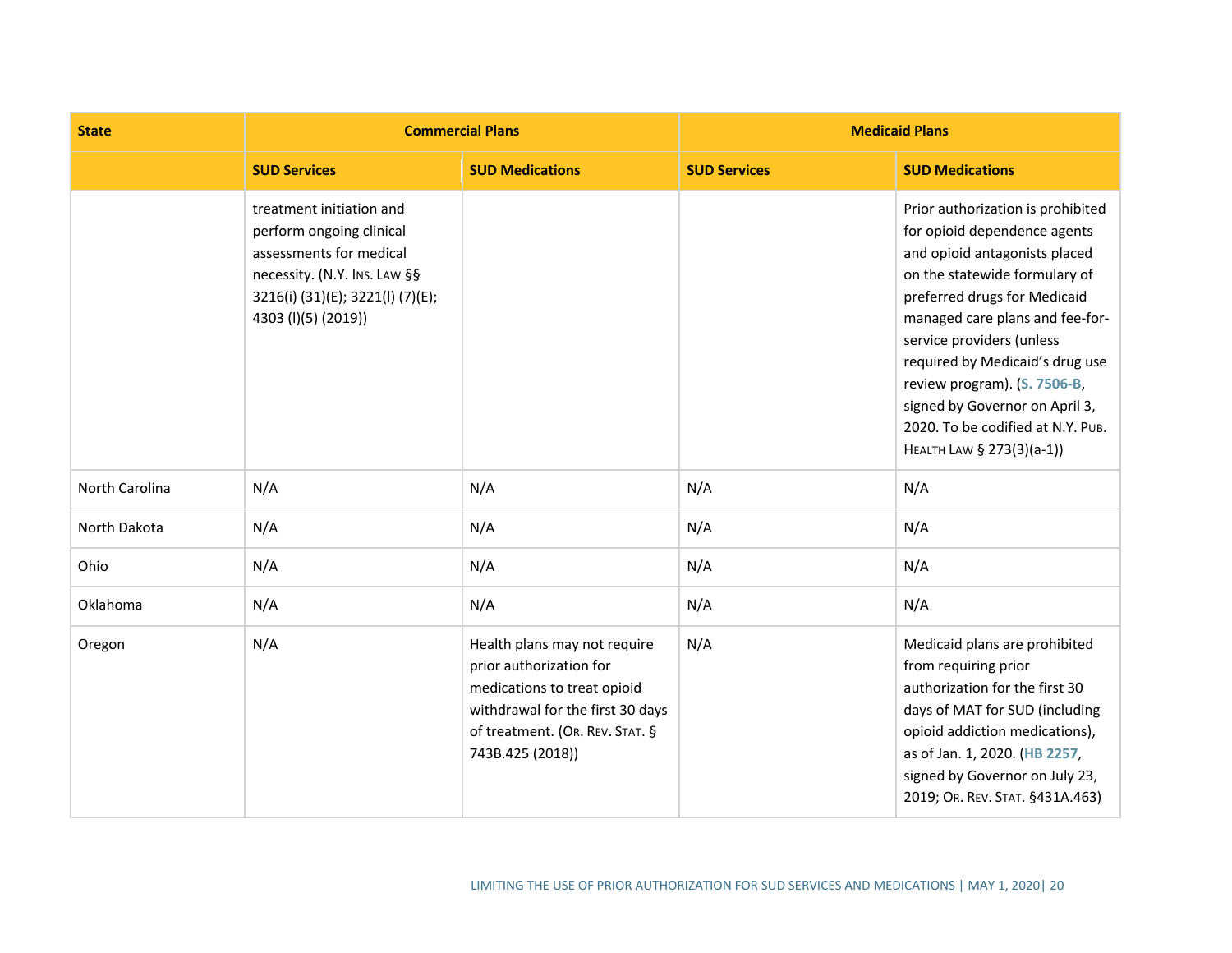| State | Commercial Plans | | Medicaid Plans | |
|---|---|---|---|---|
| | SUD Services | SUD Medications | SUD Services | SUD Medications |
| | treatment initiation and perform ongoing clinical assessments for medical necessity. (N.Y. INS. LAW §§ 3216(i) (31)(E); 3221(l) (7)(E); 4303 (l)(5) (2019)) | | | Prior authorization is prohibited for opioid dependence agents and opioid antagonists placed on the statewide formulary of preferred drugs for Medicaid managed care plans and fee-for-service providers (unless required by Medicaid's drug use review program). (S. 7506-B, signed by Governor on April 3, 2020. To be codified at N.Y. PUB. HEALTH LAW § 273(3)(a-1)) |
| North Carolina | N/A | N/A | N/A | N/A |
| North Dakota | N/A | N/A | N/A | N/A |
| Ohio | N/A | N/A | N/A | N/A |
| Oklahoma | N/A | N/A | N/A | N/A |
| Oregon | N/A | Health plans may not require prior authorization for medications to treat opioid withdrawal for the first 30 days of treatment. (OR. REV. STAT. § 743B.425 (2018)) | N/A | Medicaid plans are prohibited from requiring prior authorization for the first 30 days of MAT for SUD (including opioid addiction medications), as of Jan. 1, 2020. (HB 2257, signed by Governor on July 23, 2019; OR. REV. STAT. §431A.463) |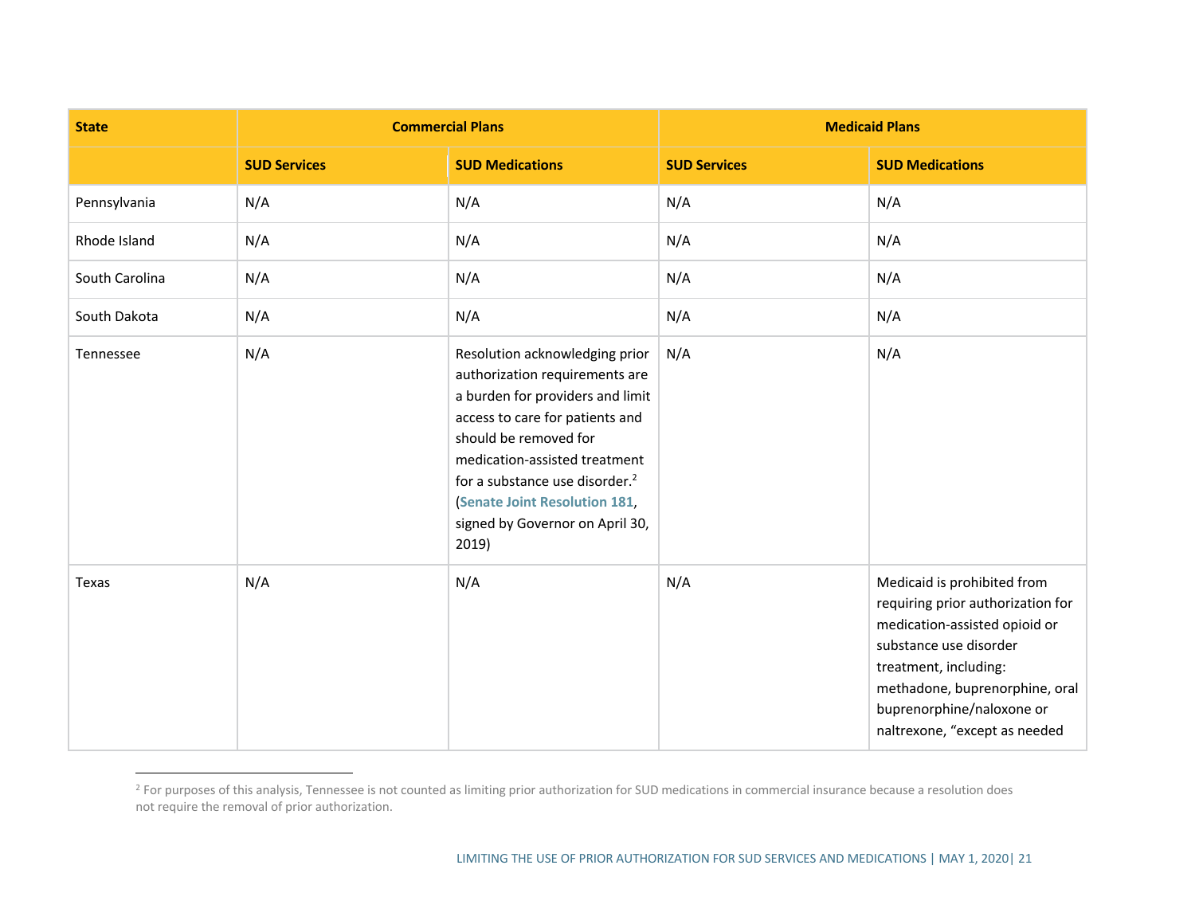| State | Commercial Plans | | Medicaid Plans | |
|---|---|---|---|---|
| | **SUD Services** | **SUD Medications** | **SUD Services** | **SUD Medications** |
| Pennsylvania | N/A | N/A | N/A | N/A |
| Rhode Island | N/A | N/A | N/A | N/A |
| South Carolina | N/A | N/A | N/A | N/A |
| South Dakota | N/A | N/A | N/A | N/A |
| Tennessee | N/A | Resolution acknowledging prior authorization requirements are a burden for providers and limit access to care for patients and should be removed for medication-assisted treatment for a substance use disorder.[2] (**Senate Joint Resolution 181**, signed by Governor on April 30, 2019) | N/A | N/A |
| Texas | N/A | N/A | N/A | Medicaid is prohibited from requiring prior authorization for medication-assisted opioid or substance use disorder treatment, including: methadone, buprenorphine, oral buprenorphine/naloxone or naltrexone, "except as needed |

[2] For purposes of this analysis, Tennessee is not counted as limiting prior authorization for SUD medications in commercial insurance because a resolution does not require the removal of prior authorization.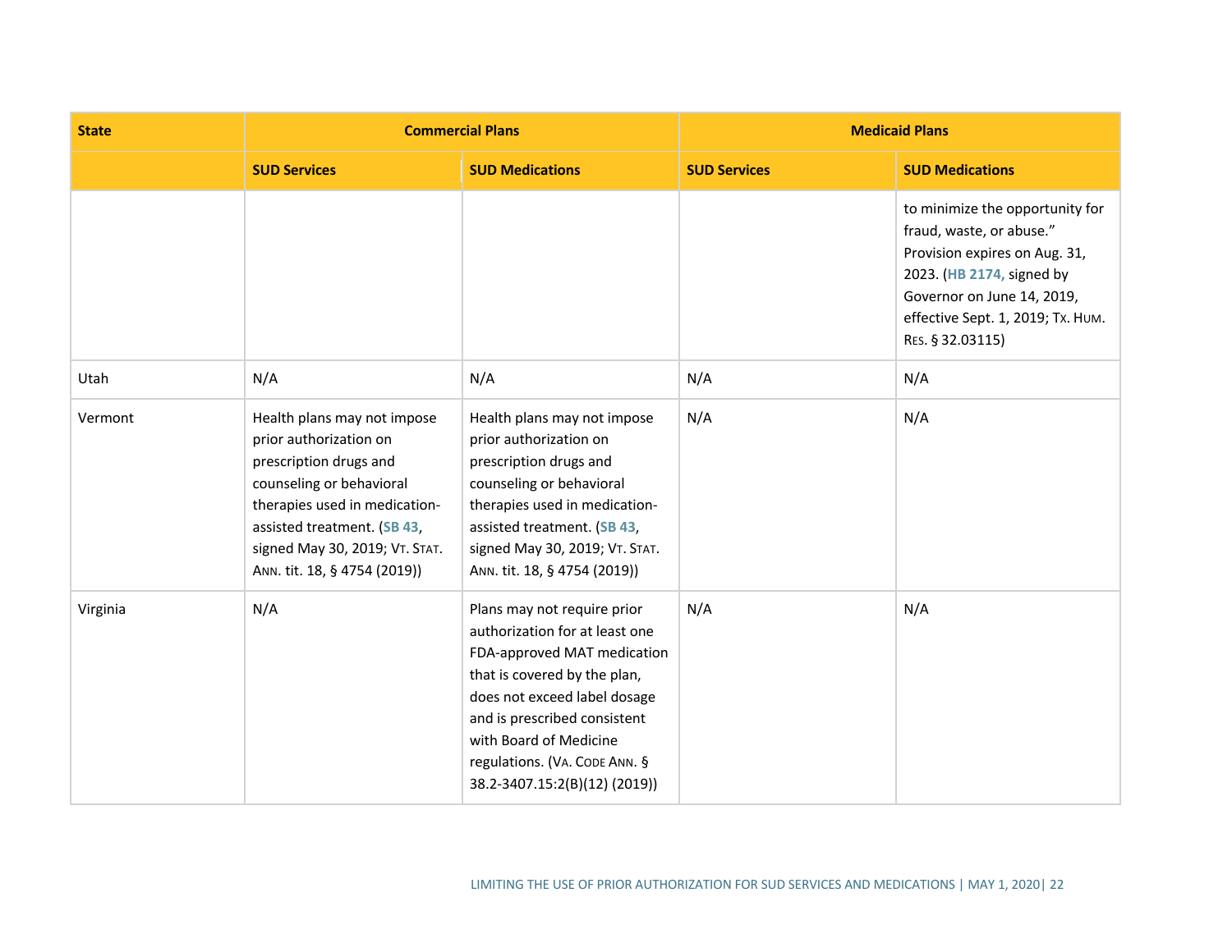| State | Commercial Plans | | Medicaid Plans | |
|---|---|---|---|---|
| | **SUD Services** | **SUD Medications** | **SUD Services** | **SUD Medications** |
| | | | | to minimize the opportunity for fraud, waste, or abuse." Provision expires on Aug. 31, 2023. (HB 2174, signed by Governor on June 14, 2019, effective Sept. 1, 2019; TX. HUM. RES. § 32.03115) |
| Utah | N/A | N/A | N/A | N/A |
| Vermont | Health plans may not impose prior authorization on prescription drugs and counseling or behavioral therapies used in medication-assisted treatment. (SB 43, signed May 30, 2019; VT. STAT. ANN. tit. 18, § 4754 (2019)) | Health plans may not impose prior authorization on prescription drugs and counseling or behavioral therapies used in medication-assisted treatment. (SB 43, signed May 30, 2019; VT. STAT. ANN. tit. 18, § 4754 (2019)) | N/A | N/A |
| Virginia | N/A | Plans may not require prior authorization for at least one FDA-approved MAT medication that is covered by the plan, does not exceed label dosage and is prescribed consistent with Board of Medicine regulations. (VA. CODE ANN. § 38.2-3407.15:2(B)(12) (2019)) | N/A | N/A |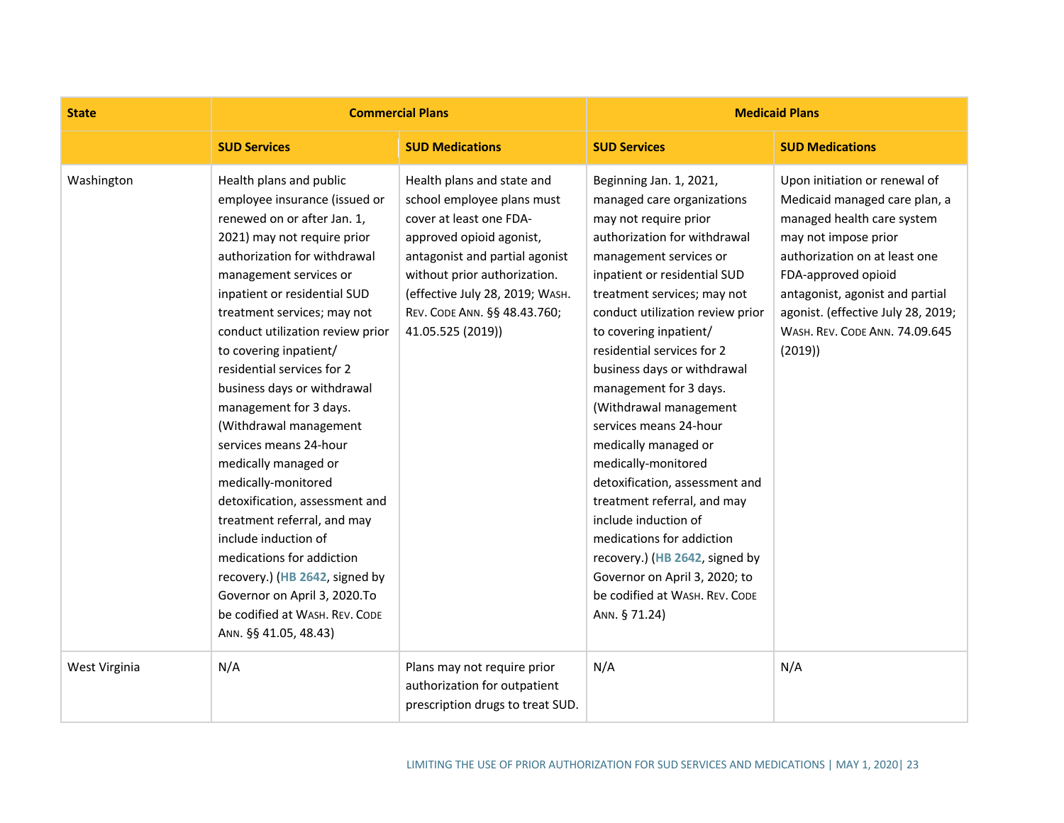| State | Commercial Plans | | Medicaid Plans | |
|---|---|---|---|---|
| | **SUD Services** | **SUD Medications** | **SUD Services** | **SUD Medications** |
| Washington | Health plans and public employee insurance (issued or renewed on or after Jan. 1, 2021) may not require prior authorization for withdrawal management services or inpatient or residential SUD treatment services; may not conduct utilization review prior to covering inpatient/ residential services for 2 business days or withdrawal management for 3 days. (Withdrawal management services means 24-hour medically managed or medically-monitored detoxification, assessment and treatment referral, and may include induction of medications for addiction recovery.) (HB 2642, signed by Governor on April 3, 2020.To be codified at WASH. REV. CODE ANN. §§ 41.05, 48.43) | Health plans and state and school employee plans must cover at least one FDA-approved opioid agonist, antagonist and partial agonist without prior authorization. (effective July 28, 2019; WASH. REV. CODE ANN. §§ 48.43.760; 41.05.525 (2019)) | Beginning Jan. 1, 2021, managed care organizations may not require prior authorization for withdrawal management services or inpatient or residential SUD treatment services; may not conduct utilization review prior to covering inpatient/ residential services for 2 business days or withdrawal management for 3 days. (Withdrawal management services means 24-hour medically managed or medically-monitored detoxification, assessment and treatment referral, and may include induction of medications for addiction recovery.) (HB 2642, signed by Governor on April 3, 2020; to be codified at WASH. REV. CODE ANN. § 71.24) | Upon initiation or renewal of Medicaid managed care plan, a managed health care system may not impose prior authorization on at least one FDA-approved opioid antagonist, agonist and partial agonist. (effective July 28, 2019; WASH. REV. CODE ANN. 74.09.645 (2019)) |
| West Virginia | N/A | Plans may not require prior authorization for outpatient prescription drugs to treat SUD. | N/A | N/A |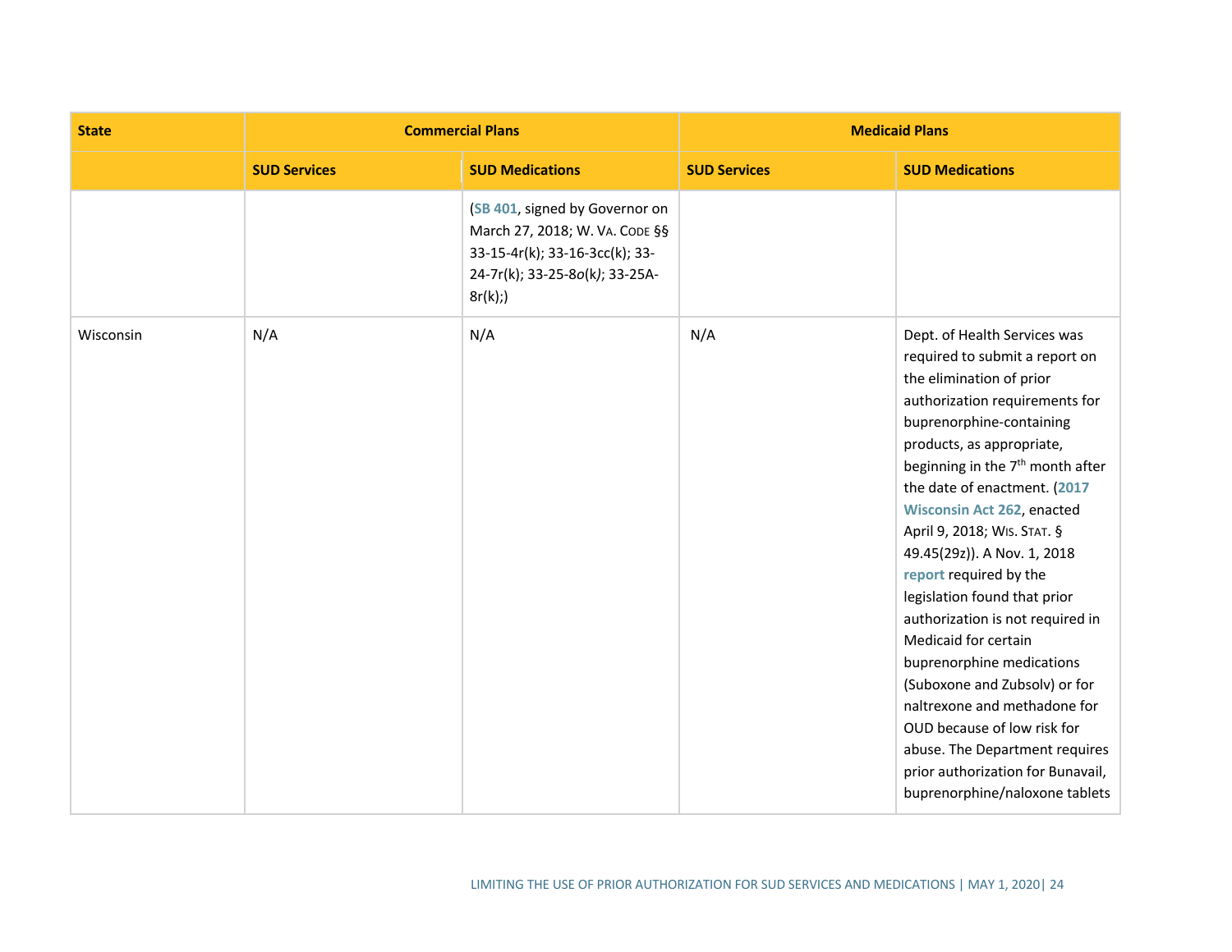| State | Commercial Plans | | Medicaid Plans | |
|---|---|---|---|---|
| | **SUD Services** | **SUD Medications** | **SUD Services** | **SUD Medications** |
| | | (SB 401, signed by Governor on March 27, 2018; W. VA. CODE §§ 33-15-4r(k); 33-16-3cc(k); 33-24-7r(k); 33-25-8*o*(k*)*; 33-25A-8r(k);) | | |
| Wisconsin | N/A | N/A | N/A | Dept. of Health Services was required to submit a report on the elimination of prior authorization requirements for buprenorphine-containing products, as appropriate, beginning in the 7th month after the date of enactment. (2017 Wisconsin Act 262, enacted April 9, 2018; WIS. STAT. § 49.45(29z)). A Nov. 1, 2018 report required by the legislation found that prior authorization is not required in Medicaid for certain buprenorphine medications (Suboxone and Zubsolv) or for naltrexone and methadone for OUD because of low risk for abuse. The Department requires prior authorization for Bunavail, buprenorphine/naloxone tablets |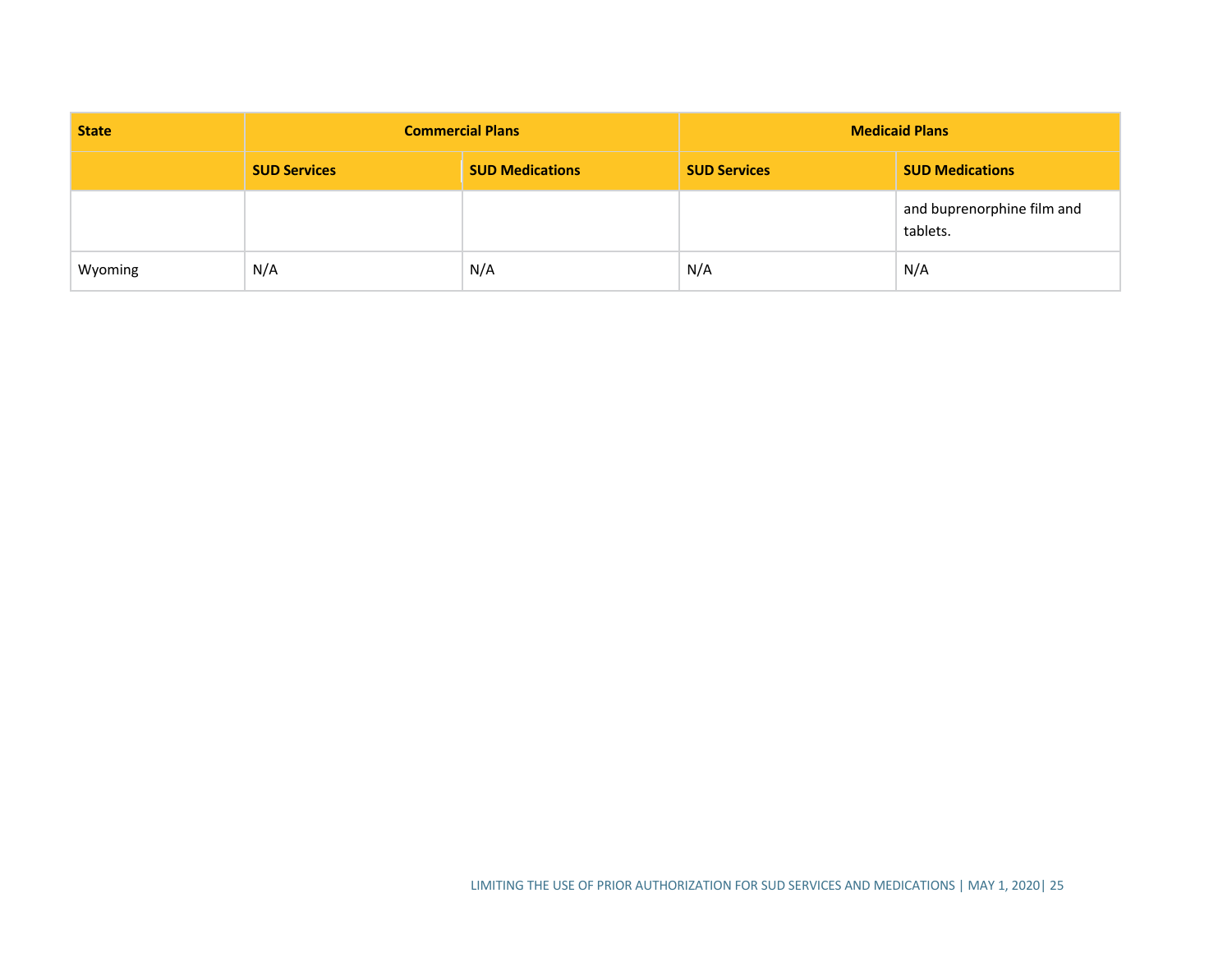| State | Commercial Plans | | Medicaid Plans | |
| --- | --- | --- | --- | --- |
| | SUD Services | SUD Medications | SUD Services | SUD Medications |
| | | | | and buprenorphine film and tablets. |
| Wyoming | N/A | N/A | N/A | N/A |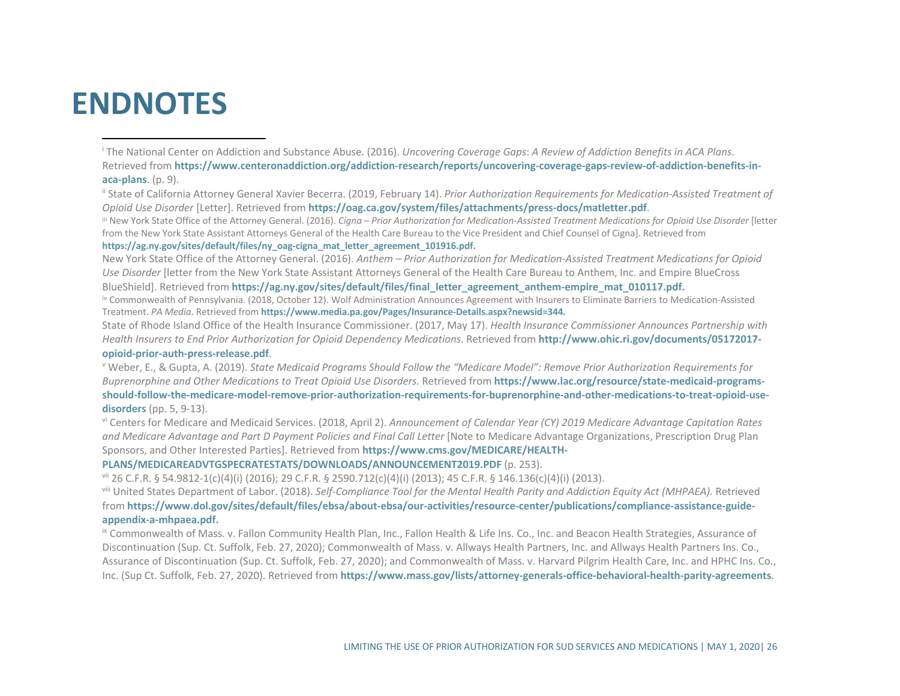# ENDNOTES

---

[i] The National Center on Addiction and Substance Abuse. (2016). *Uncovering Coverage Gaps*: *A Review of Addiction Benefits in ACA Plans*. Retrieved from **https://www.centeronaddiction.org/addiction-research/reports/uncovering-coverage-gaps-review-of-addiction-benefits-in-aca-plans**. (p. 9).

[ii] State of California Attorney General Xavier Becerra. (2019, February 14). *Prior Authorization Requirements for Medication-Assisted Treatment of Opioid Use Disorder* [Letter]. Retrieved from **https://oag.ca.gov/system/files/attachments/press-docs/matletter.pdf**.

[iii] New York State Office of the Attorney General. (2016). *Cigna – Prior Authorization for Medication-Assisted Treatment Medications for Opioid Use Disorder* [letter from the New York State Assistant Attorneys General of the Health Care Bureau to the Vice President and Chief Counsel of Cigna]. Retrieved from **https://ag.ny.gov/sites/default/files/ny_oag-cigna_mat_letter_agreement_101916.pdf.**

New York State Office of the Attorney General. (2016). *Anthem – Prior Authorization for Medication-Assisted Treatment Medications for Opioid Use Disorder* [letter from the New York State Assistant Attorneys General of the Health Care Bureau to Anthem, Inc. and Empire BlueCross BlueShield]. Retrieved from **https://ag.ny.gov/sites/default/files/final_letter_agreement_anthem-empire_mat_010117.pdf.**

[iv] Commonwealth of Pennsylvania. (2018, October 12). Wolf Administration Announces Agreement with Insurers to Eliminate Barriers to Medication-Assisted Treatment. *PA Media*. Retrieved from **https://www.media.pa.gov/Pages/Insurance-Details.aspx?newsid=344.**

State of Rhode Island Office of the Health Insurance Commissioner. (2017, May 17). *Health Insurance Commissioner Announces Partnership with Health Insurers to End Prior Authorization for Opioid Dependency Medications*. Retrieved from **http://www.ohic.ri.gov/documents/05172017-opioid-prior-auth-press-release.pdf**.

[v] Weber, E., & Gupta, A. (2019). *State Medicaid Programs Should Follow the "Medicare Model": Remove Prior Authorization Requirements for Buprenorphine and Other Medications to Treat Opioid Use Disorders.* Retrieved from **https://www.lac.org/resource/state-medicaid-programs-should-follow-the-medicare-model-remove-prior-authorization-requirements-for-buprenorphine-and-other-medications-to-treat-opioid-use-disorders** (pp. 5, 9-13).

[vi] Centers for Medicare and Medicaid Services. (2018, April 2). *Announcement of Calendar Year (CY) 2019 Medicare Advantage Capitation Rates and Medicare Advantage and Part D Payment Policies and Final Call Letter* [Note to Medicare Advantage Organizations, Prescription Drug Plan Sponsors, and Other Interested Parties]. Retrieved from **https://www.cms.gov/MEDICARE/HEALTH-PLANS/MEDICAREADVTGSPECRATESTATS/DOWNLOADS/ANNOUNCEMENT2019.PDF** (p. 253).

[vii] 26 C.F.R. § 54.9812-1(c)(4)(i) (2016); 29 C.F.R. § 2590.712(c)(4)(i) (2013); 45 C.F.R. § 146.136(c)(4)(i) (2013).

[viii] United States Department of Labor. (2018). *Self-Compliance Tool for the Mental Health Parity and Addiction Equity Act (MHPAEA).* Retrieved from **https://www.dol.gov/sites/default/files/ebsa/about-ebsa/our-activities/resource-center/publications/compliance-assistance-guide-appendix-a-mhpaea.pdf.**

[ix] Commonwealth of Mass. v. Fallon Community Health Plan, Inc., Fallon Health & Life Ins. Co., Inc. and Beacon Health Strategies, Assurance of Discontinuation (Sup. Ct. Suffolk, Feb. 27, 2020); Commonwealth of Mass. v. Allways Health Partners, Inc. and Allways Health Partners Ins. Co., Assurance of Discontinuation (Sup. Ct. Suffolk, Feb. 27, 2020); and Commonwealth of Mass. v. Harvard Pilgrim Health Care, Inc. and HPHC Ins. Co., Inc. (Sup Ct. Suffolk, Feb. 27, 2020). Retrieved from **https://www.mass.gov/lists/attorney-generals-office-behavioral-health-parity-agreements**.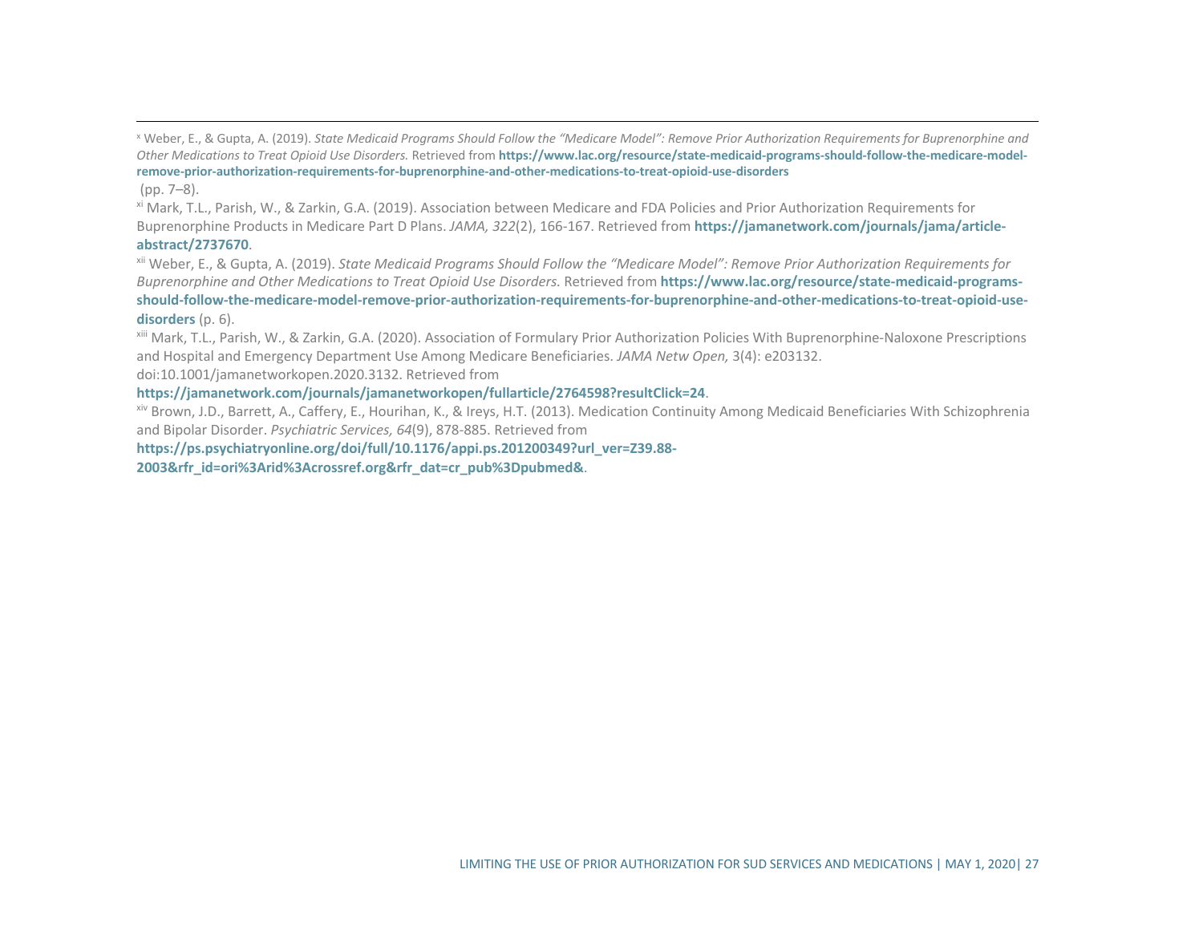[x] Weber, E., & Gupta, A. (2019). *State Medicaid Programs Should Follow the "Medicare Model": Remove Prior Authorization Requirements for Buprenorphine and Other Medications to Treat Opioid Use Disorders.* Retrieved from **https://www.lac.org/resource/state-medicaid-programs-should-follow-the-medicare-model-remove-prior-authorization-requirements-for-buprenorphine-and-other-medications-to-treat-opioid-use-disorders** (pp. 7–8).

[xi] Mark, T.L., Parish, W., & Zarkin, G.A. (2019). Association between Medicare and FDA Policies and Prior Authorization Requirements for Buprenorphine Products in Medicare Part D Plans. *JAMA, 322*(2), 166-167. Retrieved from **https://jamanetwork.com/journals/jama/article-abstract/2737670**.

[xii] Weber, E., & Gupta, A. (2019). *State Medicaid Programs Should Follow the "Medicare Model": Remove Prior Authorization Requirements for Buprenorphine and Other Medications to Treat Opioid Use Disorders.* Retrieved from **https://www.lac.org/resource/state-medicaid-programs-should-follow-the-medicare-model-remove-prior-authorization-requirements-for-buprenorphine-and-other-medications-to-treat-opioid-use-disorders** (p. 6).

[xiii] Mark, T.L., Parish, W., & Zarkin, G.A. (2020). Association of Formulary Prior Authorization Policies With Buprenorphine-Naloxone Prescriptions and Hospital and Emergency Department Use Among Medicare Beneficiaries. *JAMA Netw Open,* 3(4): e203132. doi:10.1001/jamanetworkopen.2020.3132. Retrieved from **https://jamanetwork.com/journals/jamanetworkopen/fullarticle/2764598?resultClick=24**.

[xiv] Brown, J.D., Barrett, A., Caffery, E., Hourihan, K., & Ireys, H.T. (2013). Medication Continuity Among Medicaid Beneficiaries With Schizophrenia and Bipolar Disorder. *Psychiatric Services, 64*(9), 878-885. Retrieved from **https://ps.psychiatryonline.org/doi/full/10.1176/appi.ps.201200349?url_ver=Z39.88-2003&rfr_id=ori%3Arid%3Acrossref.org&rfr_dat=cr_pub%3Dpubmed&**.